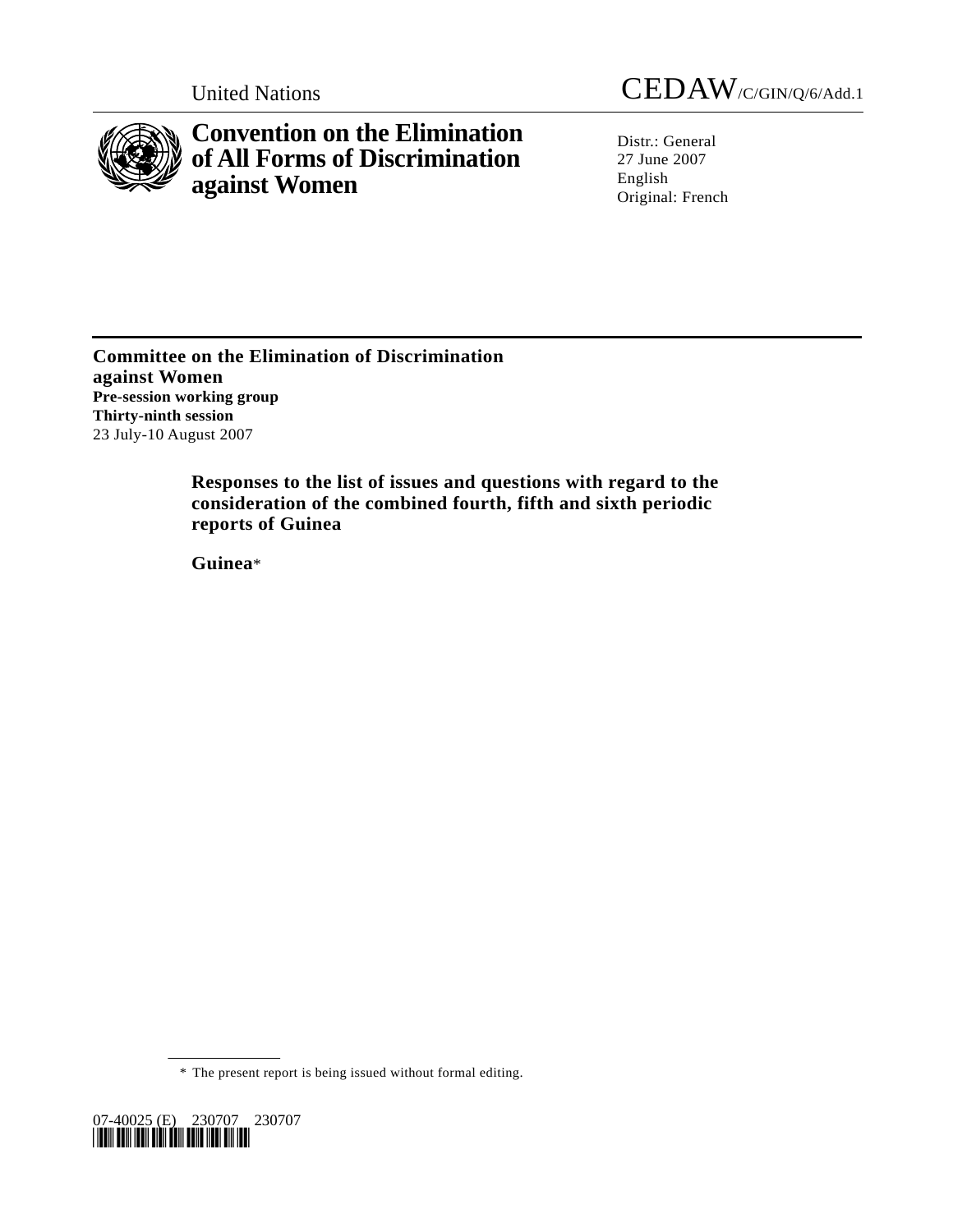United Nations CEDAW/C/GIN/Q/6/Add.1

# Convention on the Elimination of All Forms of Discrimination against Women

Distr.: General
27 June 2007
English
Original: French

**Committee on the Elimination of Discrimination against Women**
**Pre-session working group**
**Thirty-ninth session**
23 July-10 August 2007

## Responses to the list of issues and questions with regard to the consideration of the combined fourth, fifth and sixth periodic reports of Guinea

**Guinea***

* The present report is being issued without formal editing.

07-40025 (E) 230707 230707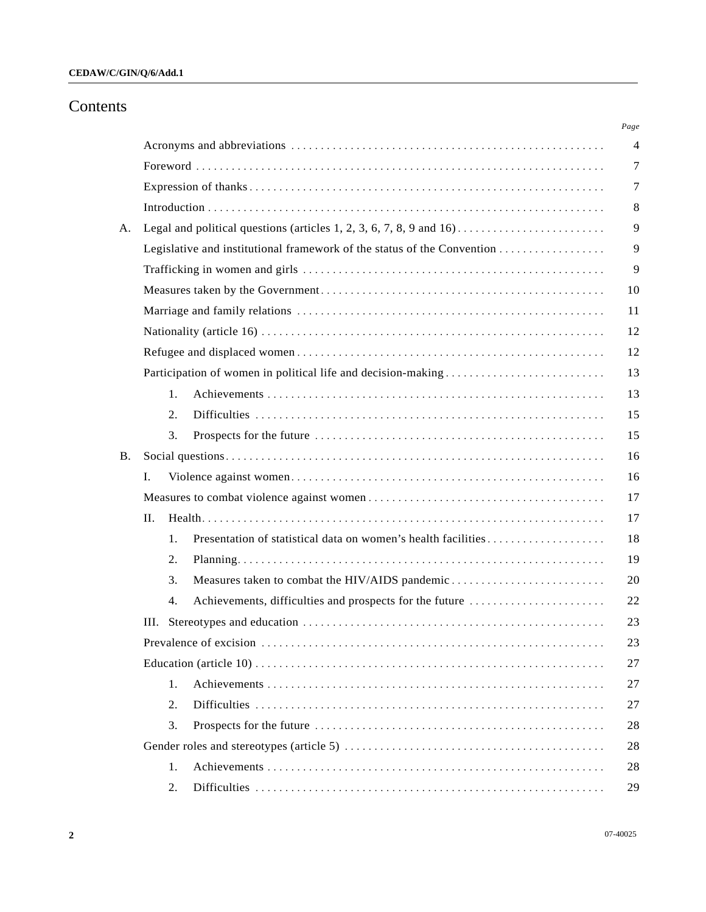# Contents

| | | Page |
|---|---|---|
| | Acronyms and abbreviations | 4 |
| | Foreword | 7 |
| | Expression of thanks | 7 |
| | Introduction | 8 |
| A. | Legal and political questions (articles 1, 2, 3, 6, 7, 8, 9 and 16) | 9 |
| | Legislative and institutional framework of the status of the Convention | 9 |
| | Trafficking in women and girls | 9 |
| | Measures taken by the Government | 10 |
| | Marriage and family relations | 11 |
| | Nationality (article 16) | 12 |
| | Refugee and displaced women | 12 |
| | Participation of women in political life and decision-making | 13 |
| | 1. Achievements | 13 |
| | 2. Difficulties | 15 |
| | 3. Prospects for the future | 15 |
| B. | Social questions | 16 |
| | I. Violence against women | 16 |
| | Measures to combat violence against women | 17 |
| | II. Health | 17 |
| | 1. Presentation of statistical data on women's health facilities | 18 |
| | 2. Planning | 19 |
| | 3. Measures taken to combat the HIV/AIDS pandemic | 20 |
| | 4. Achievements, difficulties and prospects for the future | 22 |
| | III. Stereotypes and education | 23 |
| | Prevalence of excision | 23 |
| | Education (article 10) | 27 |
| | 1. Achievements | 27 |
| | 2. Difficulties | 27 |
| | 3. Prospects for the future | 28 |
| | Gender roles and stereotypes (article 5) | 28 |
| | 1. Achievements | 28 |
| | 2. Difficulties | 29 |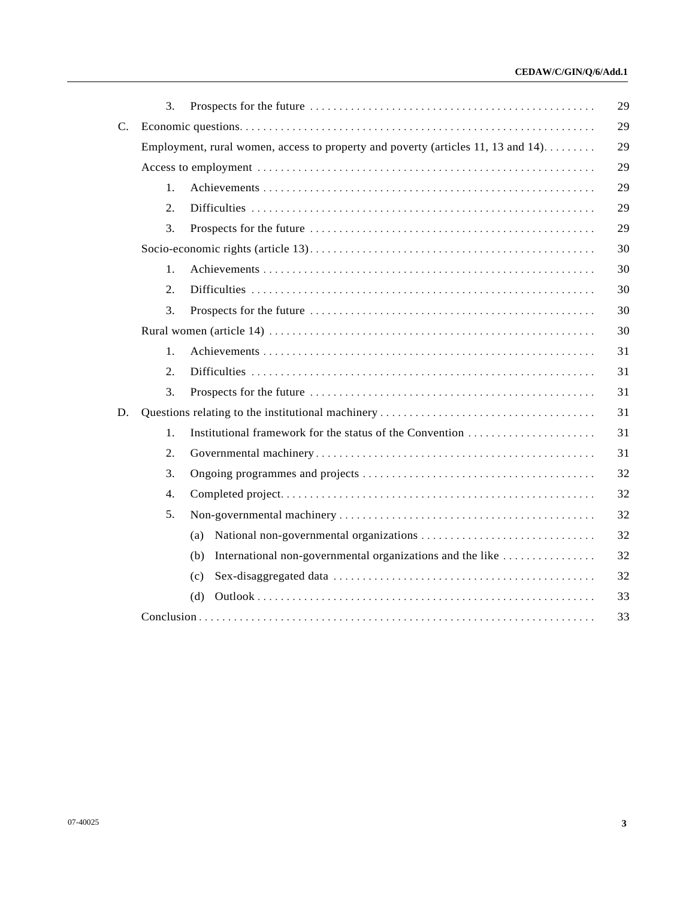| | | | |
|---|---|---|---|
| | 3. | Prospects for the future | 29 |
| C. | Economic questions | | 29 |
| | Employment, rural women, access to property and poverty (articles 11, 13 and 14) | | 29 |
| | Access to employment | | 29 |
| | 1. | Achievements | 29 |
| | 2. | Difficulties | 29 |
| | 3. | Prospects for the future | 29 |
| | Socio-economic rights (article 13) | | 30 |
| | 1. | Achievements | 30 |
| | 2. | Difficulties | 30 |
| | 3. | Prospects for the future | 30 |
| | Rural women (article 14) | | 30 |
| | 1. | Achievements | 31 |
| | 2. | Difficulties | 31 |
| | 3. | Prospects for the future | 31 |
| D. | Questions relating to the institutional machinery | | 31 |
| | 1. | Institutional framework for the status of the Convention | 31 |
| | 2. | Governmental machinery | 31 |
| | 3. | Ongoing programmes and projects | 32 |
| | 4. | Completed project | 32 |
| | 5. | Non-governmental machinery | 32 |
| | | (a) National non-governmental organizations | 32 |
| | | (b) International non-governmental organizations and the like | 32 |
| | | (c) Sex-disaggregated data | 32 |
| | | (d) Outlook | 33 |
| | Conclusion | | 33 |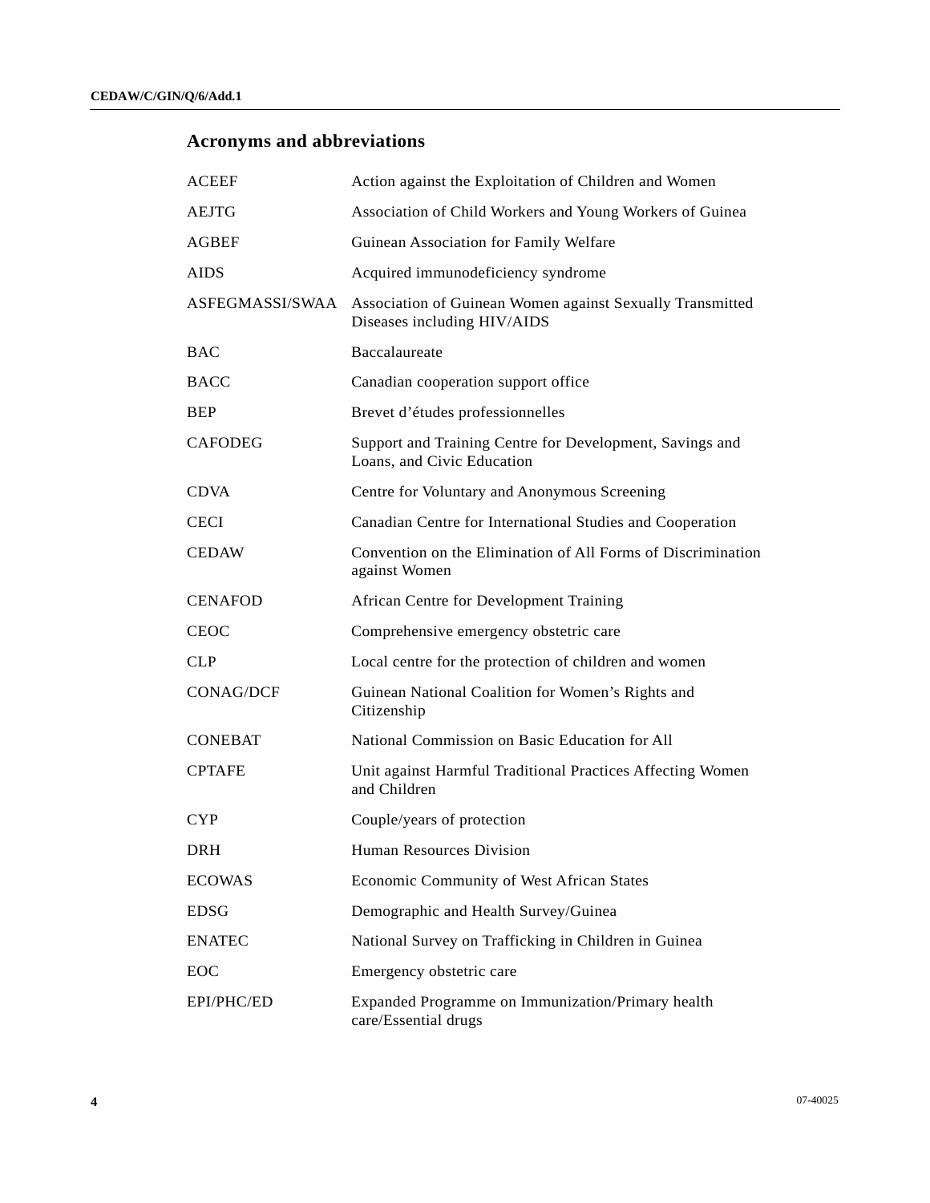## Acronyms and abbreviations

| | |
|---|---|
| ACEEF | Action against the Exploitation of Children and Women |
| AEJTG | Association of Child Workers and Young Workers of Guinea |
| AGBEF | Guinean Association for Family Welfare |
| AIDS | Acquired immunodeficiency syndrome |
| ASFEGMASSI/SWAA | Association of Guinean Women against Sexually Transmitted Diseases including HIV/AIDS |
| BAC | Baccalaureate |
| BACC | Canadian cooperation support office |
| BEP | Brevet d'études professionnelles |
| CAFODEG | Support and Training Centre for Development, Savings and Loans, and Civic Education |
| CDVA | Centre for Voluntary and Anonymous Screening |
| CECI | Canadian Centre for International Studies and Cooperation |
| CEDAW | Convention on the Elimination of All Forms of Discrimination against Women |
| CENAFOD | African Centre for Development Training |
| CEOC | Comprehensive emergency obstetric care |
| CLP | Local centre for the protection of children and women |
| CONAG/DCF | Guinean National Coalition for Women's Rights and Citizenship |
| CONEBAT | National Commission on Basic Education for All |
| CPTAFE | Unit against Harmful Traditional Practices Affecting Women and Children |
| CYP | Couple/years of protection |
| DRH | Human Resources Division |
| ECOWAS | Economic Community of West African States |
| EDSG | Demographic and Health Survey/Guinea |
| ENATEC | National Survey on Trafficking in Children in Guinea |
| EOC | Emergency obstetric care |
| EPI/PHC/ED | Expanded Programme on Immunization/Primary health care/Essential drugs |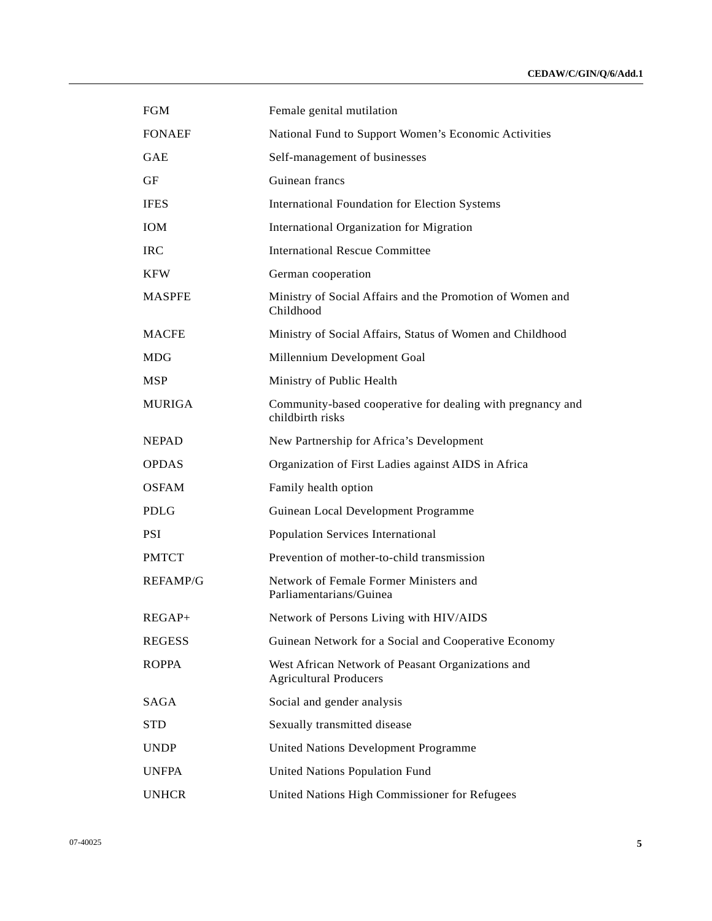| | |
|---|---|
| FGM | Female genital mutilation |
| FONAEF | National Fund to Support Women’s Economic Activities |
| GAE | Self-management of businesses |
| GF | Guinean francs |
| IFES | International Foundation for Election Systems |
| IOM | International Organization for Migration |
| IRC | International Rescue Committee |
| KFW | German cooperation |
| MASPFE | Ministry of Social Affairs and the Promotion of Women and Childhood |
| MACFE | Ministry of Social Affairs, Status of Women and Childhood |
| MDG | Millennium Development Goal |
| MSP | Ministry of Public Health |
| MURIGA | Community-based cooperative for dealing with pregnancy and childbirth risks |
| NEPAD | New Partnership for Africa’s Development |
| OPDAS | Organization of First Ladies against AIDS in Africa |
| OSFAM | Family health option |
| PDLG | Guinean Local Development Programme |
| PSI | Population Services International |
| PMTCT | Prevention of mother-to-child transmission |
| REFAMP/G | Network of Female Former Ministers and Parliamentarians/Guinea |
| REGAP+ | Network of Persons Living with HIV/AIDS |
| REGESS | Guinean Network for a Social and Cooperative Economy |
| ROPPA | West African Network of Peasant Organizations and Agricultural Producers |
| SAGA | Social and gender analysis |
| STD | Sexually transmitted disease |
| UNDP | United Nations Development Programme |
| UNFPA | United Nations Population Fund |
| UNHCR | United Nations High Commissioner for Refugees |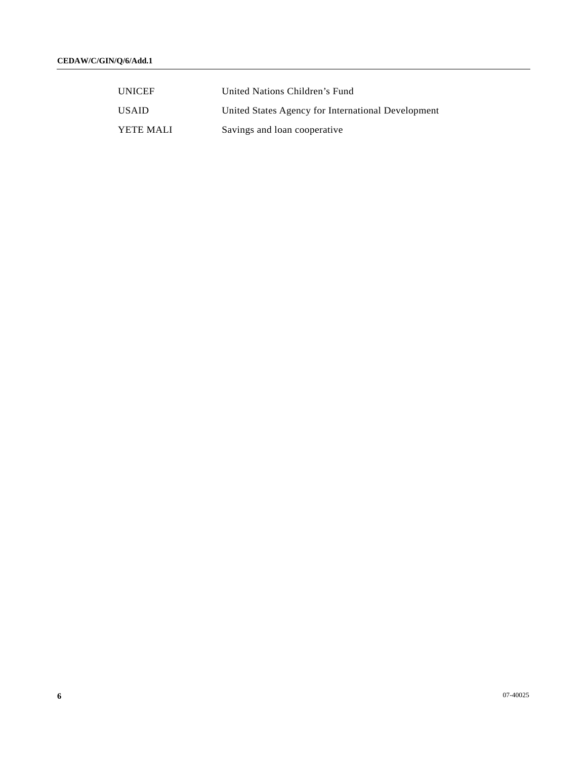| | |
|---|---|
| UNICEF | United Nations Children’s Fund |
| USAID | United States Agency for International Development |
| YETE MALI | Savings and loan cooperative |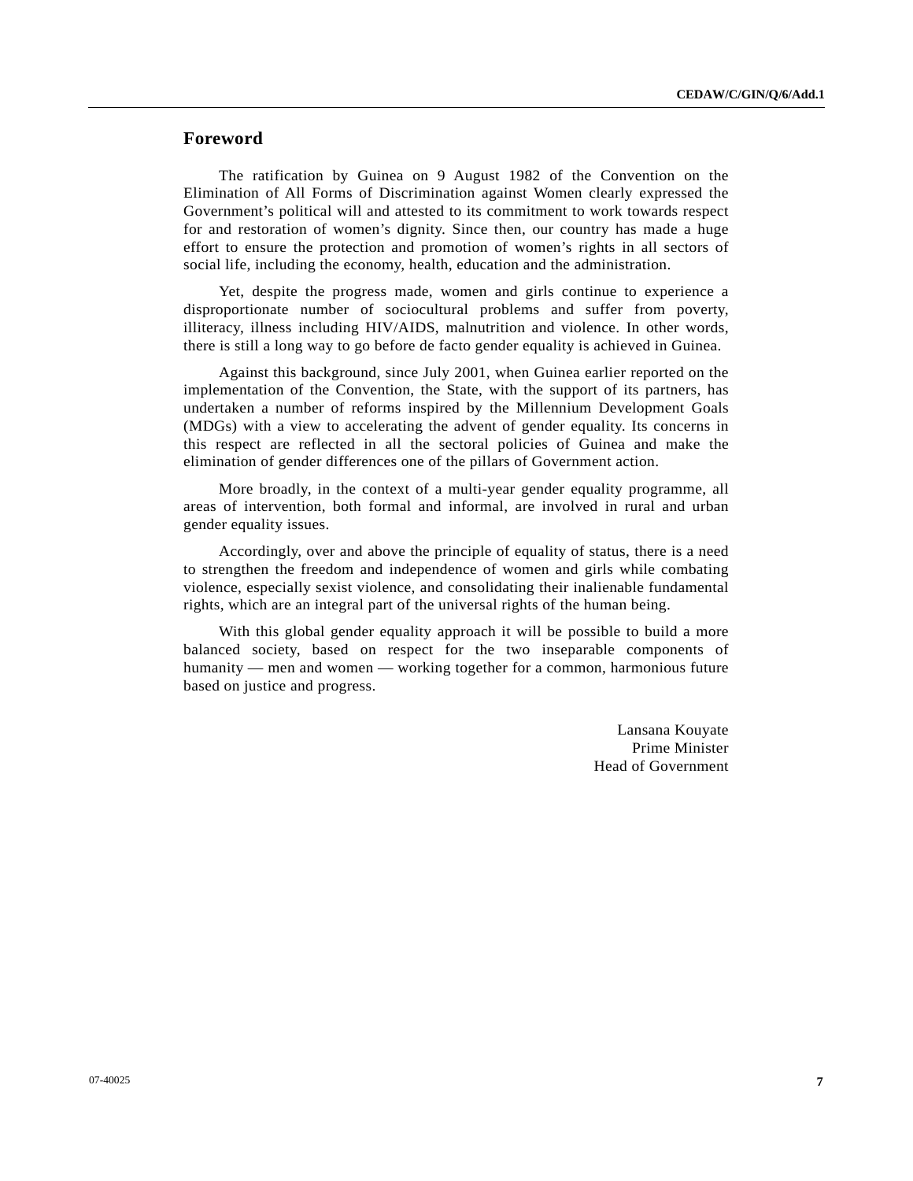## Foreword

The ratification by Guinea on 9 August 1982 of the Convention on the Elimination of All Forms of Discrimination against Women clearly expressed the Government's political will and attested to its commitment to work towards respect for and restoration of women's dignity. Since then, our country has made a huge effort to ensure the protection and promotion of women's rights in all sectors of social life, including the economy, health, education and the administration.

Yet, despite the progress made, women and girls continue to experience a disproportionate number of sociocultural problems and suffer from poverty, illiteracy, illness including HIV/AIDS, malnutrition and violence. In other words, there is still a long way to go before de facto gender equality is achieved in Guinea.

Against this background, since July 2001, when Guinea earlier reported on the implementation of the Convention, the State, with the support of its partners, has undertaken a number of reforms inspired by the Millennium Development Goals (MDGs) with a view to accelerating the advent of gender equality. Its concerns in this respect are reflected in all the sectoral policies of Guinea and make the elimination of gender differences one of the pillars of Government action.

More broadly, in the context of a multi-year gender equality programme, all areas of intervention, both formal and informal, are involved in rural and urban gender equality issues.

Accordingly, over and above the principle of equality of status, there is a need to strengthen the freedom and independence of women and girls while combating violence, especially sexist violence, and consolidating their inalienable fundamental rights, which are an integral part of the universal rights of the human being.

With this global gender equality approach it will be possible to build a more balanced society, based on respect for the two inseparable components of humanity — men and women — working together for a common, harmonious future based on justice and progress.

Lansana Kouyate
Prime Minister
Head of Government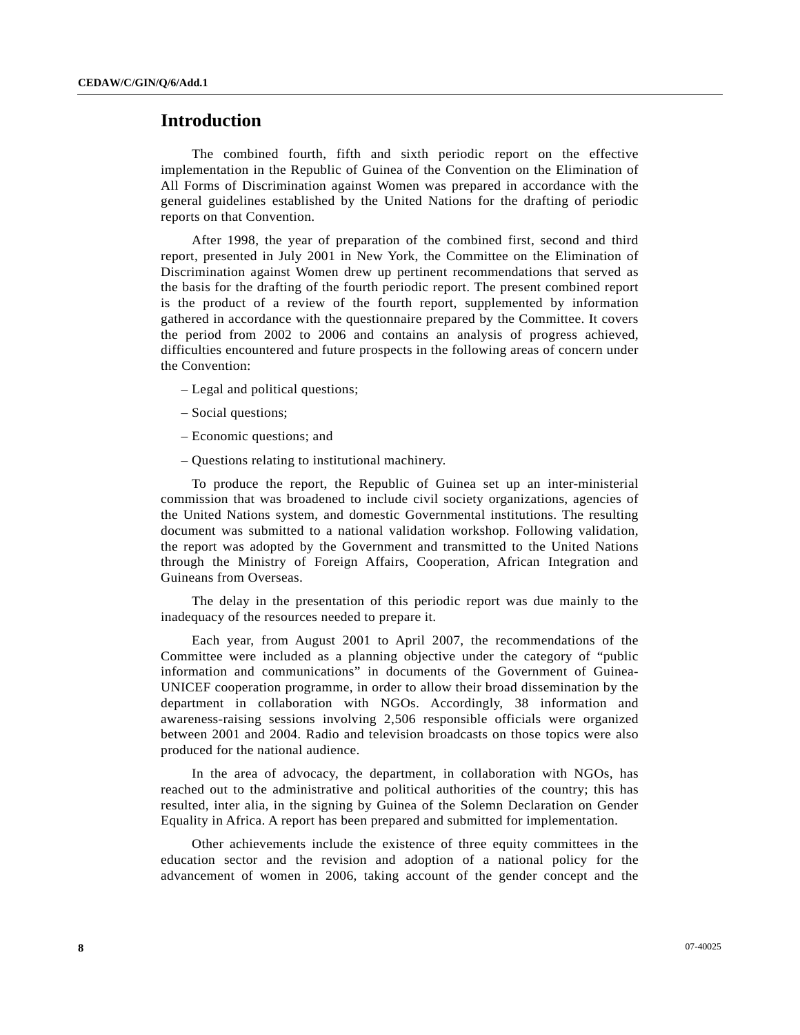# Introduction

The combined fourth, fifth and sixth periodic report on the effective implementation in the Republic of Guinea of the Convention on the Elimination of All Forms of Discrimination against Women was prepared in accordance with the general guidelines established by the United Nations for the drafting of periodic reports on that Convention.

After 1998, the year of preparation of the combined first, second and third report, presented in July 2001 in New York, the Committee on the Elimination of Discrimination against Women drew up pertinent recommendations that served as the basis for the drafting of the fourth periodic report. The present combined report is the product of a review of the fourth report, supplemented by information gathered in accordance with the questionnaire prepared by the Committee. It covers the period from 2002 to 2006 and contains an analysis of progress achieved, difficulties encountered and future prospects in the following areas of concern under the Convention:

– Legal and political questions;

– Social questions;

– Economic questions; and

– Questions relating to institutional machinery.

To produce the report, the Republic of Guinea set up an inter-ministerial commission that was broadened to include civil society organizations, agencies of the United Nations system, and domestic Governmental institutions. The resulting document was submitted to a national validation workshop. Following validation, the report was adopted by the Government and transmitted to the United Nations through the Ministry of Foreign Affairs, Cooperation, African Integration and Guineans from Overseas.

The delay in the presentation of this periodic report was due mainly to the inadequacy of the resources needed to prepare it.

Each year, from August 2001 to April 2007, the recommendations of the Committee were included as a planning objective under the category of "public information and communications" in documents of the Government of Guinea-UNICEF cooperation programme, in order to allow their broad dissemination by the department in collaboration with NGOs. Accordingly, 38 information and awareness-raising sessions involving 2,506 responsible officials were organized between 2001 and 2004. Radio and television broadcasts on those topics were also produced for the national audience.

In the area of advocacy, the department, in collaboration with NGOs, has reached out to the administrative and political authorities of the country; this has resulted, inter alia, in the signing by Guinea of the Solemn Declaration on Gender Equality in Africa. A report has been prepared and submitted for implementation.

Other achievements include the existence of three equity committees in the education sector and the revision and adoption of a national policy for the advancement of women in 2006, taking account of the gender concept and the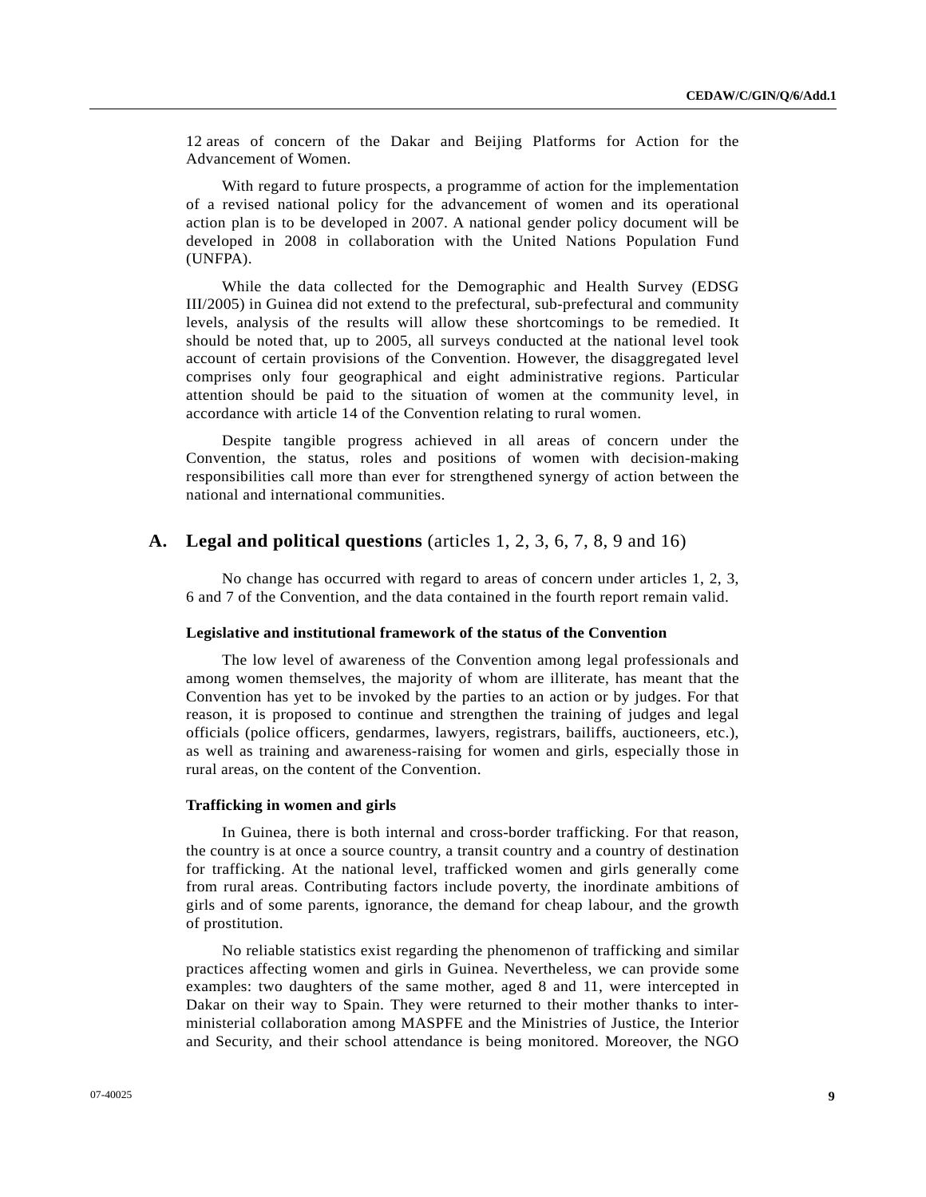12 areas of concern of the Dakar and Beijing Platforms for Action for the Advancement of Women.

With regard to future prospects, a programme of action for the implementation of a revised national policy for the advancement of women and its operational action plan is to be developed in 2007. A national gender policy document will be developed in 2008 in collaboration with the United Nations Population Fund (UNFPA).

While the data collected for the Demographic and Health Survey (EDSG III/2005) in Guinea did not extend to the prefectural, sub-prefectural and community levels, analysis of the results will allow these shortcomings to be remedied. It should be noted that, up to 2005, all surveys conducted at the national level took account of certain provisions of the Convention. However, the disaggregated level comprises only four geographical and eight administrative regions. Particular attention should be paid to the situation of women at the community level, in accordance with article 14 of the Convention relating to rural women.

Despite tangible progress achieved in all areas of concern under the Convention, the status, roles and positions of women with decision-making responsibilities call more than ever for strengthened synergy of action between the national and international communities.

## A. Legal and political questions (articles 1, 2, 3, 6, 7, 8, 9 and 16)

No change has occurred with regard to areas of concern under articles 1, 2, 3, 6 and 7 of the Convention, and the data contained in the fourth report remain valid.

### Legislative and institutional framework of the status of the Convention

The low level of awareness of the Convention among legal professionals and among women themselves, the majority of whom are illiterate, has meant that the Convention has yet to be invoked by the parties to an action or by judges. For that reason, it is proposed to continue and strengthen the training of judges and legal officials (police officers, gendarmes, lawyers, registrars, bailiffs, auctioneers, etc.), as well as training and awareness-raising for women and girls, especially those in rural areas, on the content of the Convention.

### Trafficking in women and girls

In Guinea, there is both internal and cross-border trafficking. For that reason, the country is at once a source country, a transit country and a country of destination for trafficking. At the national level, trafficked women and girls generally come from rural areas. Contributing factors include poverty, the inordinate ambitions of girls and of some parents, ignorance, the demand for cheap labour, and the growth of prostitution.

No reliable statistics exist regarding the phenomenon of trafficking and similar practices affecting women and girls in Guinea. Nevertheless, we can provide some examples: two daughters of the same mother, aged 8 and 11, were intercepted in Dakar on their way to Spain. They were returned to their mother thanks to inter-ministerial collaboration among MASPFE and the Ministries of Justice, the Interior and Security, and their school attendance is being monitored. Moreover, the NGO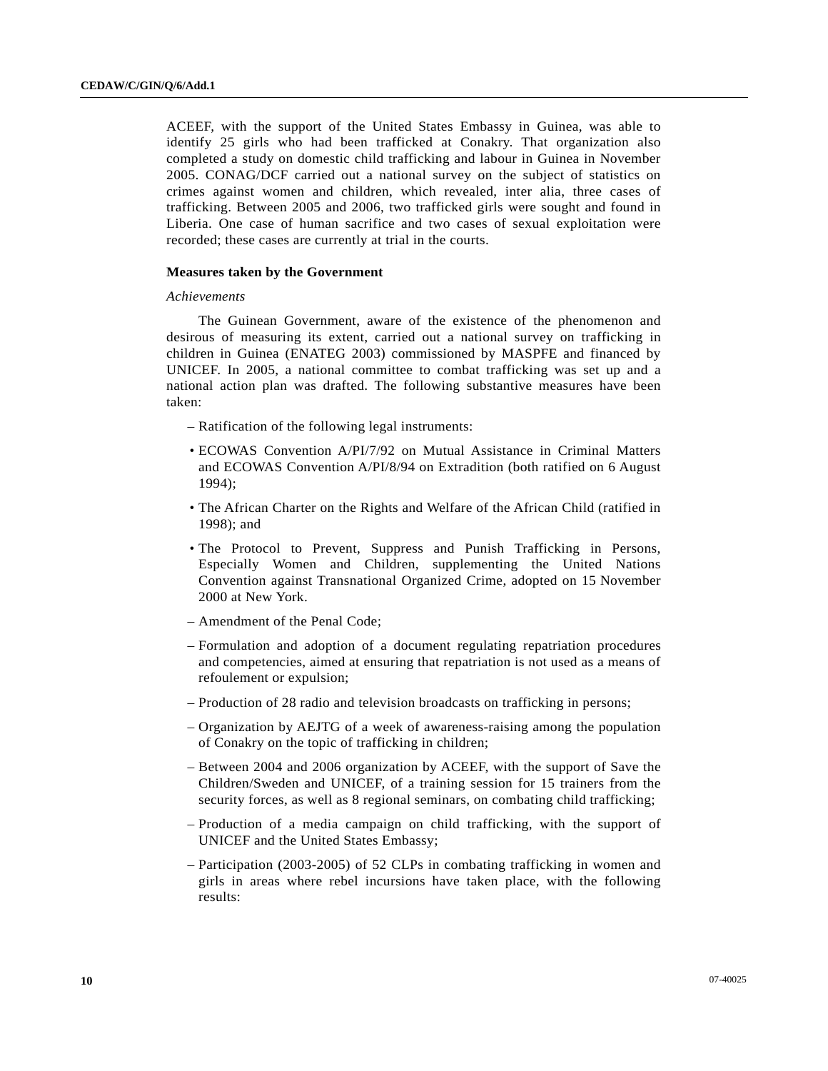ACEEF, with the support of the United States Embassy in Guinea, was able to identify 25 girls who had been trafficked at Conakry. That organization also completed a study on domestic child trafficking and labour in Guinea in November 2005. CONAG/DCF carried out a national survey on the subject of statistics on crimes against women and children, which revealed, inter alia, three cases of trafficking. Between 2005 and 2006, two trafficked girls were sought and found in Liberia. One case of human sacrifice and two cases of sexual exploitation were recorded; these cases are currently at trial in the courts.

**Measures taken by the Government**

*Achievements*

The Guinean Government, aware of the existence of the phenomenon and desirous of measuring its extent, carried out a national survey on trafficking in children in Guinea (ENATEG 2003) commissioned by MASPFE and financed by UNICEF. In 2005, a national committee to combat trafficking was set up and a national action plan was drafted. The following substantive measures have been taken:

– Ratification of the following legal instruments:

- ECOWAS Convention A/PI/7/92 on Mutual Assistance in Criminal Matters and ECOWAS Convention A/PI/8/94 on Extradition (both ratified on 6 August 1994);
- The African Charter on the Rights and Welfare of the African Child (ratified in 1998); and
- The Protocol to Prevent, Suppress and Punish Trafficking in Persons, Especially Women and Children, supplementing the United Nations Convention against Transnational Organized Crime, adopted on 15 November 2000 at New York.

– Amendment of the Penal Code;

– Formulation and adoption of a document regulating repatriation procedures and competencies, aimed at ensuring that repatriation is not used as a means of refoulement or expulsion;

– Production of 28 radio and television broadcasts on trafficking in persons;

– Organization by AEJTG of a week of awareness-raising among the population of Conakry on the topic of trafficking in children;

– Between 2004 and 2006 organization by ACEEF, with the support of Save the Children/Sweden and UNICEF, of a training session for 15 trainers from the security forces, as well as 8 regional seminars, on combating child trafficking;

– Production of a media campaign on child trafficking, with the support of UNICEF and the United States Embassy;

– Participation (2003-2005) of 52 CLPs in combating trafficking in women and girls in areas where rebel incursions have taken place, with the following results: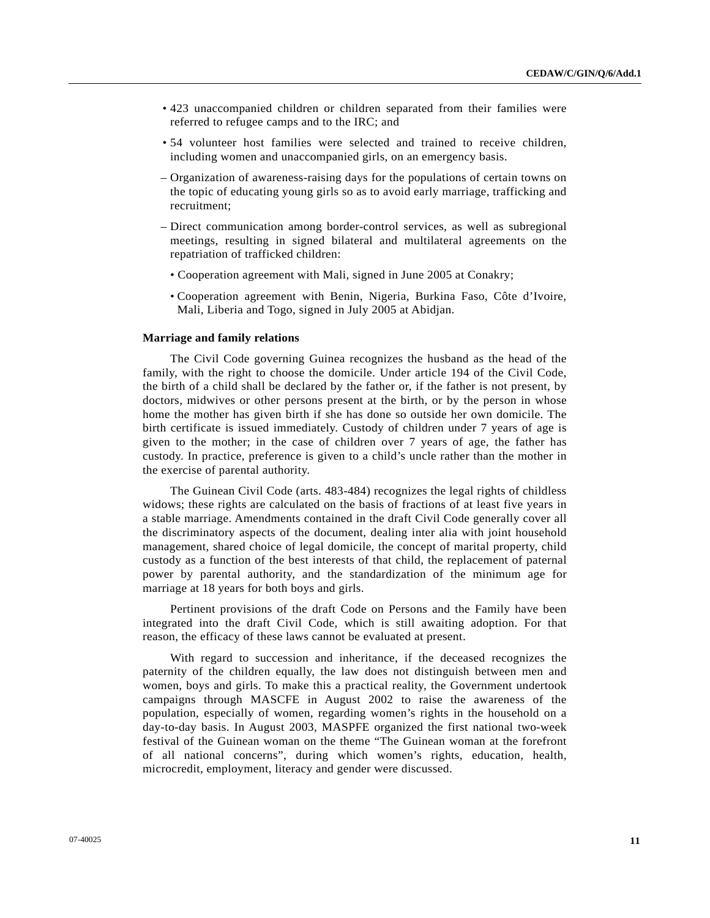- 423 unaccompanied children or children separated from their families were referred to refugee camps and to the IRC; and
  - 54 volunteer host families were selected and trained to receive children, including women and unaccompanied girls, on an emergency basis.

- Organization of awareness-raising days for the populations of certain towns on the topic of educating young girls so as to avoid early marriage, trafficking and recruitment;
- Direct communication among border-control services, as well as subregional meetings, resulting in signed bilateral and multilateral agreements on the repatriation of trafficked children:
  - Cooperation agreement with Mali, signed in June 2005 at Conakry;
  - Cooperation agreement with Benin, Nigeria, Burkina Faso, Côte d'Ivoire, Mali, Liberia and Togo, signed in July 2005 at Abidjan.

**Marriage and family relations**

The Civil Code governing Guinea recognizes the husband as the head of the family, with the right to choose the domicile. Under article 194 of the Civil Code, the birth of a child shall be declared by the father or, if the father is not present, by doctors, midwives or other persons present at the birth, or by the person in whose home the mother has given birth if she has done so outside her own domicile. The birth certificate is issued immediately. Custody of children under 7 years of age is given to the mother; in the case of children over 7 years of age, the father has custody. In practice, preference is given to a child's uncle rather than the mother in the exercise of parental authority.

The Guinean Civil Code (arts. 483-484) recognizes the legal rights of childless widows; these rights are calculated on the basis of fractions of at least five years in a stable marriage. Amendments contained in the draft Civil Code generally cover all the discriminatory aspects of the document, dealing inter alia with joint household management, shared choice of legal domicile, the concept of marital property, child custody as a function of the best interests of that child, the replacement of paternal power by parental authority, and the standardization of the minimum age for marriage at 18 years for both boys and girls.

Pertinent provisions of the draft Code on Persons and the Family have been integrated into the draft Civil Code, which is still awaiting adoption. For that reason, the efficacy of these laws cannot be evaluated at present.

With regard to succession and inheritance, if the deceased recognizes the paternity of the children equally, the law does not distinguish between men and women, boys and girls. To make this a practical reality, the Government undertook campaigns through MASCFE in August 2002 to raise the awareness of the population, especially of women, regarding women's rights in the household on a day-to-day basis. In August 2003, MASPFE organized the first national two-week festival of the Guinean woman on the theme "The Guinean woman at the forefront of all national concerns", during which women's rights, education, health, microcredit, employment, literacy and gender were discussed.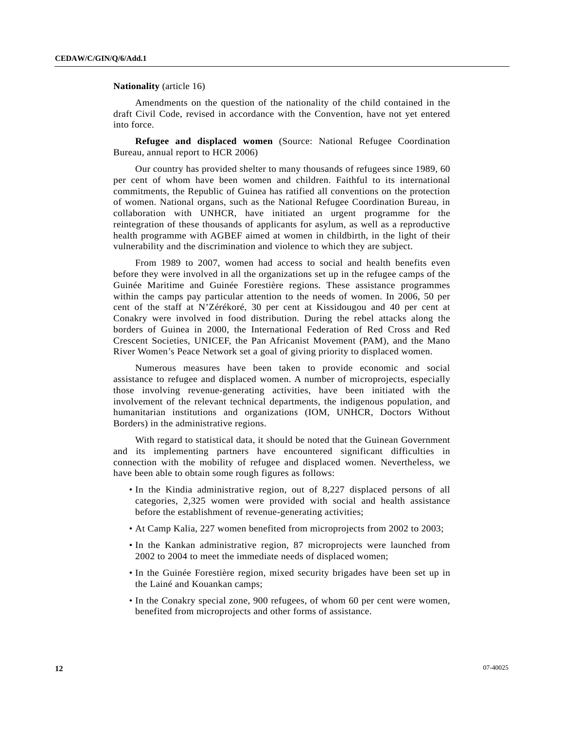**Nationality** (article 16)

Amendments on the question of the nationality of the child contained in the draft Civil Code, revised in accordance with the Convention, have not yet entered into force.

**Refugee and displaced women** (Source: National Refugee Coordination Bureau, annual report to HCR 2006)

Our country has provided shelter to many thousands of refugees since 1989, 60 per cent of whom have been women and children. Faithful to its international commitments, the Republic of Guinea has ratified all conventions on the protection of women. National organs, such as the National Refugee Coordination Bureau, in collaboration with UNHCR, have initiated an urgent programme for the reintegration of these thousands of applicants for asylum, as well as a reproductive health programme with AGBEF aimed at women in childbirth, in the light of their vulnerability and the discrimination and violence to which they are subject.

From 1989 to 2007, women had access to social and health benefits even before they were involved in all the organizations set up in the refugee camps of the Guinée Maritime and Guinée Forestière regions. These assistance programmes within the camps pay particular attention to the needs of women. In 2006, 50 per cent of the staff at N'Zérékoré, 30 per cent at Kissidougou and 40 per cent at Conakry were involved in food distribution. During the rebel attacks along the borders of Guinea in 2000, the International Federation of Red Cross and Red Crescent Societies, UNICEF, the Pan Africanist Movement (PAM), and the Mano River Women's Peace Network set a goal of giving priority to displaced women.

Numerous measures have been taken to provide economic and social assistance to refugee and displaced women. A number of microprojects, especially those involving revenue-generating activities, have been initiated with the involvement of the relevant technical departments, the indigenous population, and humanitarian institutions and organizations (IOM, UNHCR, Doctors Without Borders) in the administrative regions.

With regard to statistical data, it should be noted that the Guinean Government and its implementing partners have encountered significant difficulties in connection with the mobility of refugee and displaced women. Nevertheless, we have been able to obtain some rough figures as follows:

- In the Kindia administrative region, out of 8,227 displaced persons of all categories, 2,325 women were provided with social and health assistance before the establishment of revenue-generating activities;
- At Camp Kalia, 227 women benefited from microprojects from 2002 to 2003;
- In the Kankan administrative region, 87 microprojects were launched from 2002 to 2004 to meet the immediate needs of displaced women;
- In the Guinée Forestière region, mixed security brigades have been set up in the Lainé and Kouankan camps;
- In the Conakry special zone, 900 refugees, of whom 60 per cent were women, benefited from microprojects and other forms of assistance.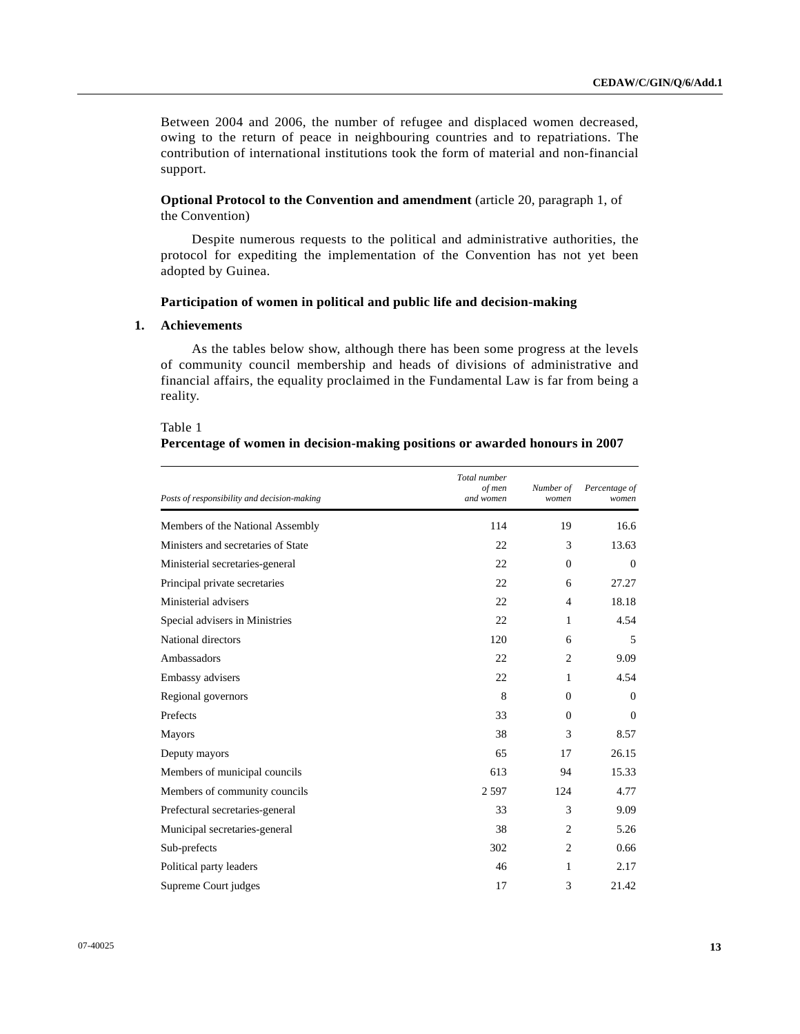Between 2004 and 2006, the number of refugee and displaced women decreased, owing to the return of peace in neighbouring countries and to repatriations. The contribution of international institutions took the form of material and non-financial support.

**Optional Protocol to the Convention and amendment** (article 20, paragraph 1, of the Convention)

Despite numerous requests to the political and administrative authorities, the protocol for expediting the implementation of the Convention has not yet been adopted by Guinea.

### Participation of women in political and public life and decision-making

#### 1. Achievements

As the tables below show, although there has been some progress at the levels of community council membership and heads of divisions of administrative and financial affairs, the equality proclaimed in the Fundamental Law is far from being a reality.

Table 1
**Percentage of women in decision-making positions or awarded honours in 2007**

| *Posts of responsibility and decision-making* | *Total number of men and women* | *Number of women* | *Percentage of women* |
|---|---|---|---|
| Members of the National Assembly | 114 | 19 | 16.6 |
| Ministers and secretaries of State | 22 | 3 | 13.63 |
| Ministerial secretaries-general | 22 | 0 | 0 |
| Principal private secretaries | 22 | 6 | 27.27 |
| Ministerial advisers | 22 | 4 | 18.18 |
| Special advisers in Ministries | 22 | 1 | 4.54 |
| National directors | 120 | 6 | 5 |
| Ambassadors | 22 | 2 | 9.09 |
| Embassy advisers | 22 | 1 | 4.54 |
| Regional governors | 8 | 0 | 0 |
| Prefects | 33 | 0 | 0 |
| Mayors | 38 | 3 | 8.57 |
| Deputy mayors | 65 | 17 | 26.15 |
| Members of municipal councils | 613 | 94 | 15.33 |
| Members of community councils | 2 597 | 124 | 4.77 |
| Prefectural secretaries-general | 33 | 3 | 9.09 |
| Municipal secretaries-general | 38 | 2 | 5.26 |
| Sub-prefects | 302 | 2 | 0.66 |
| Political party leaders | 46 | 1 | 2.17 |
| Supreme Court judges | 17 | 3 | 21.42 |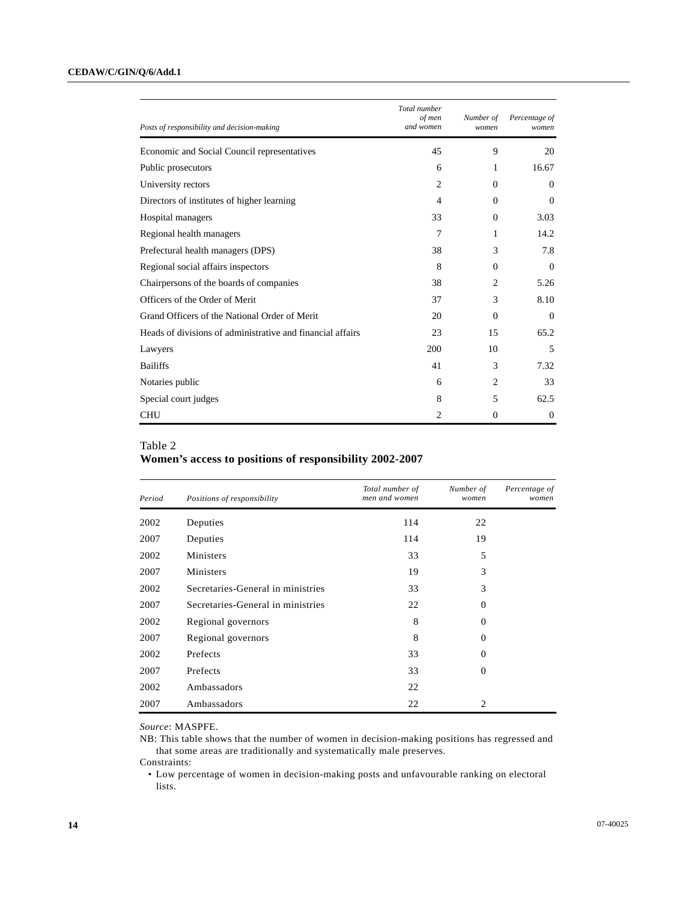| Posts of responsibility and decision-making | Total number of men and women | Number of women | Percentage of women |
|---|---|---|---|
| Economic and Social Council representatives | 45 | 9 | 20 |
| Public prosecutors | 6 | 1 | 16.67 |
| University rectors | 2 | 0 | 0 |
| Directors of institutes of higher learning | 4 | 0 | 0 |
| Hospital managers | 33 | 0 | 3.03 |
| Regional health managers | 7 | 1 | 14.2 |
| Prefectural health managers (DPS) | 38 | 3 | 7.8 |
| Regional social affairs inspectors | 8 | 0 | 0 |
| Chairpersons of the boards of companies | 38 | 2 | 5.26 |
| Officers of the Order of Merit | 37 | 3 | 8.10 |
| Grand Officers of the National Order of Merit | 20 | 0 | 0 |
| Heads of divisions of administrative and financial affairs | 23 | 15 | 65.2 |
| Lawyers | 200 | 10 | 5 |
| Bailiffs | 41 | 3 | 7.32 |
| Notaries public | 6 | 2 | 33 |
| Special court judges | 8 | 5 | 62.5 |
| CHU | 2 | 0 | 0 |

Table 2
**Women's access to positions of responsibility 2002-2007**

| Period | Positions of responsibility | Total number of men and women | Number of women | Percentage of women |
|---|---|---|---|---|
| 2002 | Deputies | 114 | 22 | |
| 2007 | Deputies | 114 | 19 | |
| 2002 | Ministers | 33 | 5 | |
| 2007 | Ministers | 19 | 3 | |
| 2002 | Secretaries-General in ministries | 33 | 3 | |
| 2007 | Secretaries-General in ministries | 22 | 0 | |
| 2002 | Regional governors | 8 | 0 | |
| 2007 | Regional governors | 8 | 0 | |
| 2002 | Prefects | 33 | 0 | |
| 2007 | Prefects | 33 | 0 | |
| 2002 | Ambassadors | 22 | | |
| 2007 | Ambassadors | 22 | 2 | |

*Source*: MASPFE.

NB: This table shows that the number of women in decision-making positions has regressed and that some areas are traditionally and systematically male preserves.

Constraints:

- Low percentage of women in decision-making posts and unfavourable ranking on electoral lists.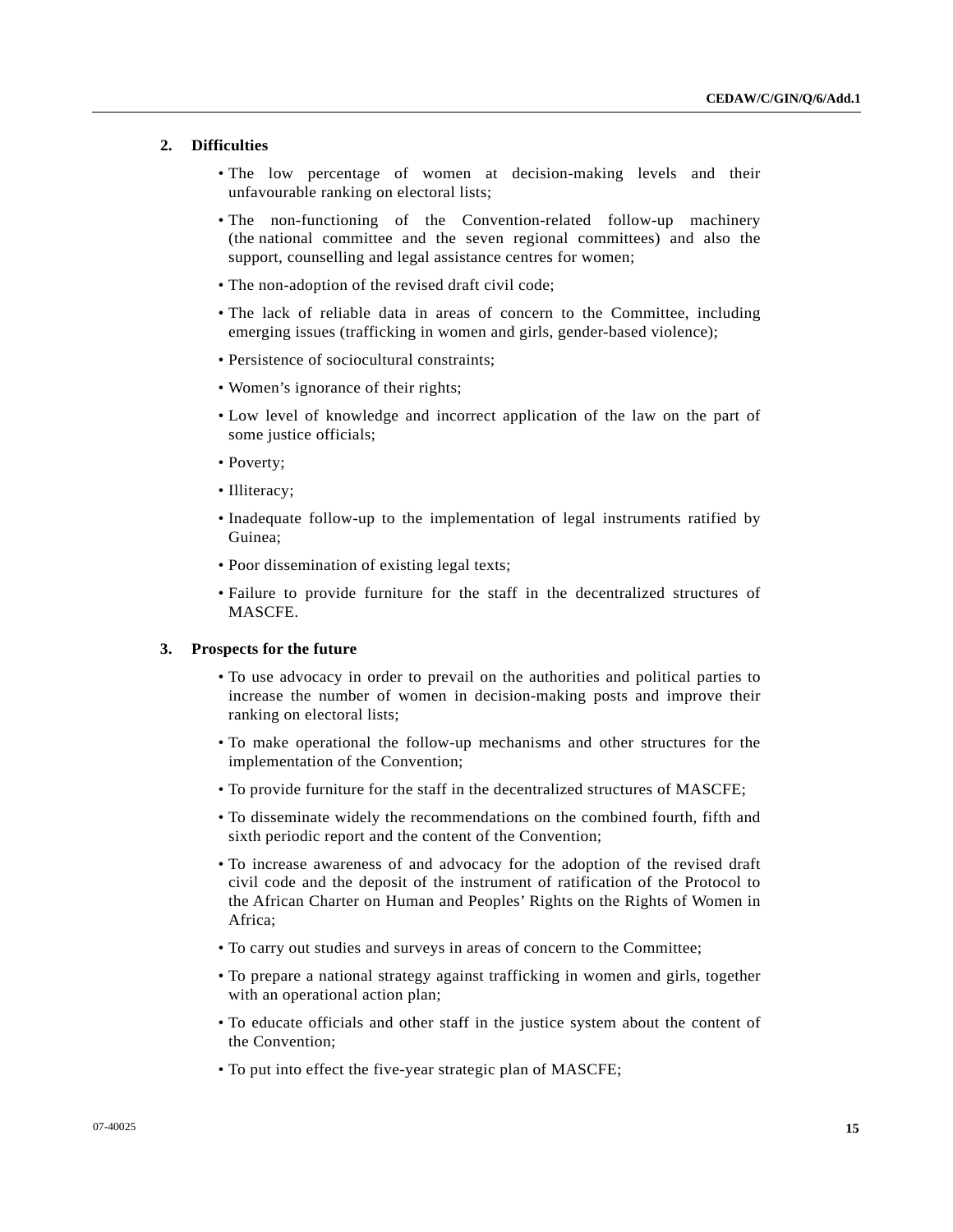### 2. Difficulties

- The low percentage of women at decision-making levels and their unfavourable ranking on electoral lists;
- The non-functioning of the Convention-related follow-up machinery (the national committee and the seven regional committees) and also the support, counselling and legal assistance centres for women;
- The non-adoption of the revised draft civil code;
- The lack of reliable data in areas of concern to the Committee, including emerging issues (trafficking in women and girls, gender-based violence);
- Persistence of sociocultural constraints;
- Women's ignorance of their rights;
- Low level of knowledge and incorrect application of the law on the part of some justice officials;
- Poverty;
- Illiteracy;
- Inadequate follow-up to the implementation of legal instruments ratified by Guinea;
- Poor dissemination of existing legal texts;
- Failure to provide furniture for the staff in the decentralized structures of MASCFE.

### 3. Prospects for the future

- To use advocacy in order to prevail on the authorities and political parties to increase the number of women in decision-making posts and improve their ranking on electoral lists;
- To make operational the follow-up mechanisms and other structures for the implementation of the Convention;
- To provide furniture for the staff in the decentralized structures of MASCFE;
- To disseminate widely the recommendations on the combined fourth, fifth and sixth periodic report and the content of the Convention;
- To increase awareness of and advocacy for the adoption of the revised draft civil code and the deposit of the instrument of ratification of the Protocol to the African Charter on Human and Peoples' Rights on the Rights of Women in Africa;
- To carry out studies and surveys in areas of concern to the Committee;
- To prepare a national strategy against trafficking in women and girls, together with an operational action plan;
- To educate officials and other staff in the justice system about the content of the Convention;
- To put into effect the five-year strategic plan of MASCFE;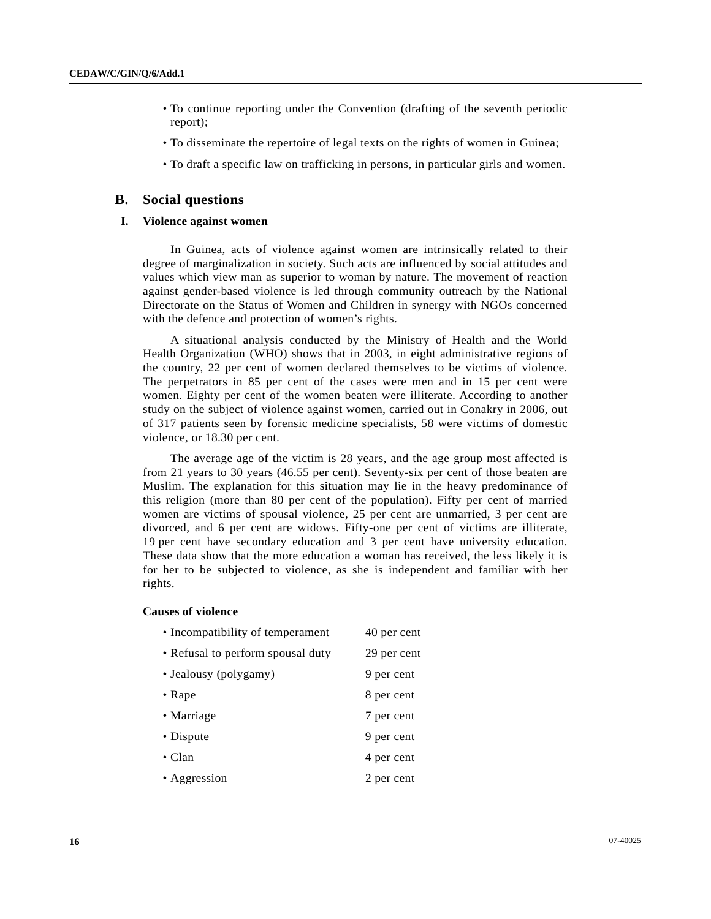- To continue reporting under the Convention (drafting of the seventh periodic report);
- To disseminate the repertoire of legal texts on the rights of women in Guinea;
- To draft a specific law on trafficking in persons, in particular girls and women.

## B. Social questions

### I. Violence against women

In Guinea, acts of violence against women are intrinsically related to their degree of marginalization in society. Such acts are influenced by social attitudes and values which view man as superior to woman by nature. The movement of reaction against gender-based violence is led through community outreach by the National Directorate on the Status of Women and Children in synergy with NGOs concerned with the defence and protection of women's rights.

A situational analysis conducted by the Ministry of Health and the World Health Organization (WHO) shows that in 2003, in eight administrative regions of the country, 22 per cent of women declared themselves to be victims of violence. The perpetrators in 85 per cent of the cases were men and in 15 per cent were women. Eighty per cent of the women beaten were illiterate. According to another study on the subject of violence against women, carried out in Conakry in 2006, out of 317 patients seen by forensic medicine specialists, 58 were victims of domestic violence, or 18.30 per cent.

The average age of the victim is 28 years, and the age group most affected is from 21 years to 30 years (46.55 per cent). Seventy-six per cent of those beaten are Muslim. The explanation for this situation may lie in the heavy predominance of this religion (more than 80 per cent of the population). Fifty per cent of married women are victims of spousal violence, 25 per cent are unmarried, 3 per cent are divorced, and 6 per cent are widows. Fifty-one per cent of victims are illiterate, 19 per cent have secondary education and 3 per cent have university education. These data show that the more education a woman has received, the less likely it is for her to be subjected to violence, as she is independent and familiar with her rights.

**Causes of violence**

| | |
|---|---|
| • Incompatibility of temperament | 40 per cent |
| • Refusal to perform spousal duty | 29 per cent |
| • Jealousy (polygamy) | 9 per cent |
| • Rape | 8 per cent |
| • Marriage | 7 per cent |
| • Dispute | 9 per cent |
| • Clan | 4 per cent |
| • Aggression | 2 per cent |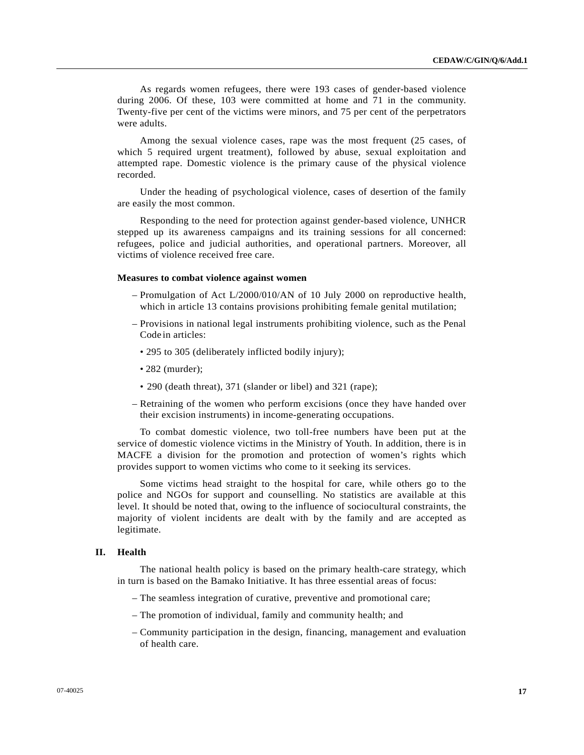As regards women refugees, there were 193 cases of gender-based violence during 2006. Of these, 103 were committed at home and 71 in the community. Twenty-five per cent of the victims were minors, and 75 per cent of the perpetrators were adults.

Among the sexual violence cases, rape was the most frequent (25 cases, of which 5 required urgent treatment), followed by abuse, sexual exploitation and attempted rape. Domestic violence is the primary cause of the physical violence recorded.

Under the heading of psychological violence, cases of desertion of the family are easily the most common.

Responding to the need for protection against gender-based violence, UNHCR stepped up its awareness campaigns and its training sessions for all concerned: refugees, police and judicial authorities, and operational partners. Moreover, all victims of violence received free care.

**Measures to combat violence against women**

– Promulgation of Act L/2000/010/AN of 10 July 2000 on reproductive health, which in article 13 contains provisions prohibiting female genital mutilation;

– Provisions in national legal instruments prohibiting violence, such as the Penal Code in articles:

  • 295 to 305 (deliberately inflicted bodily injury);

  • 282 (murder);

  • 290 (death threat), 371 (slander or libel) and 321 (rape);

– Retraining of the women who perform excisions (once they have handed over their excision instruments) in income-generating occupations.

To combat domestic violence, two toll-free numbers have been put at the service of domestic violence victims in the Ministry of Youth. In addition, there is in MACFE a division for the promotion and protection of women's rights which provides support to women victims who come to it seeking its services.

Some victims head straight to the hospital for care, while others go to the police and NGOs for support and counselling. No statistics are available at this level. It should be noted that, owing to the influence of sociocultural constraints, the majority of violent incidents are dealt with by the family and are accepted as legitimate.

## II. Health

The national health policy is based on the primary health-care strategy, which in turn is based on the Bamako Initiative. It has three essential areas of focus:

– The seamless integration of curative, preventive and promotional care;

– The promotion of individual, family and community health; and

– Community participation in the design, financing, management and evaluation of health care.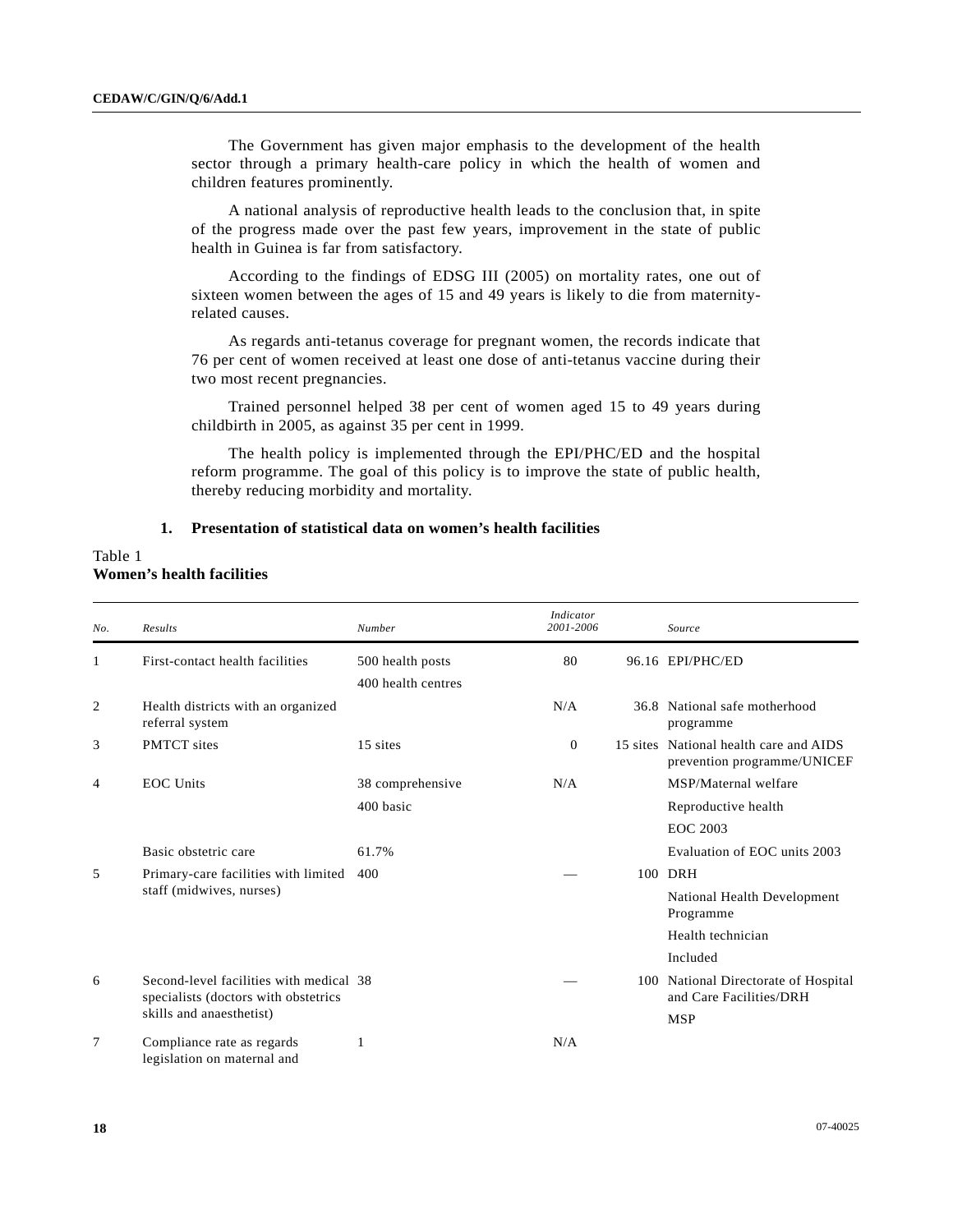The Government has given major emphasis to the development of the health sector through a primary health-care policy in which the health of women and children features prominently.

A national analysis of reproductive health leads to the conclusion that, in spite of the progress made over the past few years, improvement in the state of public health in Guinea is far from satisfactory.

According to the findings of EDSG III (2005) on mortality rates, one out of sixteen women between the ages of 15 and 49 years is likely to die from maternity-related causes.

As regards anti-tetanus coverage for pregnant women, the records indicate that 76 per cent of women received at least one dose of anti-tetanus vaccine during their two most recent pregnancies.

Trained personnel helped 38 per cent of women aged 15 to 49 years during childbirth in 2005, as against 35 per cent in 1999.

The health policy is implemented through the EPI/PHC/ED and the hospital reform programme. The goal of this policy is to improve the state of public health, thereby reducing morbidity and mortality.

### 1. Presentation of statistical data on women's health facilities

Table 1
**Women's health facilities**

| *No.* | *Results* | *Number* | *Indicator 2001-2006* | | *Source* |
|---|---|---|---|---|---|
| 1 | First-contact health facilities | 500 health posts<br>400 health centres | 80 | 96.16 | EPI/PHC/ED |
| 2 | Health districts with an organized referral system | | N/A | 36.8 | National safe motherhood programme |
| 3 | PMTCT sites | 15 sites | 0 | 15 sites | National health care and AIDS prevention programme/UNICEF |
| 4 | EOC Units | 38 comprehensive<br>400 basic | N/A | | MSP/Maternal welfare<br>Reproductive health<br>EOC 2003 |
| | Basic obstetric care | 61.7% | | | Evaluation of EOC units 2003 |
| 5 | Primary-care facilities with limited staff (midwives, nurses) | 400 | — | 100 | DRH<br>National Health Development Programme<br>Health technician<br>Included |
| 6 | Second-level facilities with medical specialists (doctors with obstetrics skills and anaesthetist) | 38 | — | 100 | National Directorate of Hospital and Care Facilities/DRH<br>MSP |
| 7 | Compliance rate as regards legislation on maternal and | 1 | N/A | | |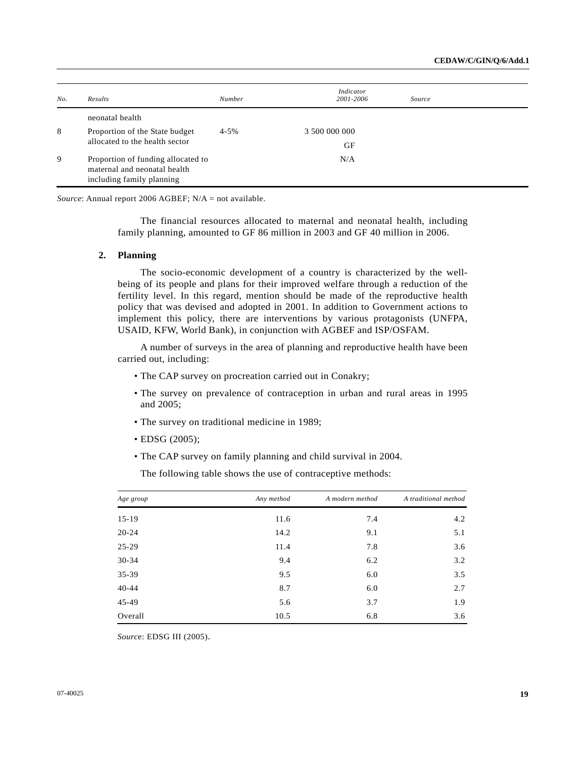| No. | Results | Number | Indicator 2001-2006 | Source |
|---|---|---|---|---|
| | neonatal health | | | |
| 8 | Proportion of the State budget allocated to the health sector | 4-5% | 3 500 000 000 GF | |
| 9 | Proportion of funding allocated to maternal and neonatal health including family planning | | N/A | |

*Source*: Annual report 2006 AGBEF; N/A = not available.

The financial resources allocated to maternal and neonatal health, including family planning, amounted to GF 86 million in 2003 and GF 40 million in 2006.

## 2. Planning

The socio-economic development of a country is characterized by the well-being of its people and plans for their improved welfare through a reduction of the fertility level. In this regard, mention should be made of the reproductive health policy that was devised and adopted in 2001. In addition to Government actions to implement this policy, there are interventions by various protagonists (UNFPA, USAID, KFW, World Bank), in conjunction with AGBEF and ISP/OSFAM.

A number of surveys in the area of planning and reproductive health have been carried out, including:

- The CAP survey on procreation carried out in Conakry;
- The survey on prevalence of contraception in urban and rural areas in 1995 and 2005;
- The survey on traditional medicine in 1989;
- EDSG (2005);
- The CAP survey on family planning and child survival in 2004.

The following table shows the use of contraceptive methods:

| Age group | Any method | A modern method | A traditional method |
|---|---|---|---|
| 15-19 | 11.6 | 7.4 | 4.2 |
| 20-24 | 14.2 | 9.1 | 5.1 |
| 25-29 | 11.4 | 7.8 | 3.6 |
| 30-34 | 9.4 | 6.2 | 3.2 |
| 35-39 | 9.5 | 6.0 | 3.5 |
| 40-44 | 8.7 | 6.0 | 2.7 |
| 45-49 | 5.6 | 3.7 | 1.9 |
| Overall | 10.5 | 6.8 | 3.6 |

*Source*: EDSG III (2005).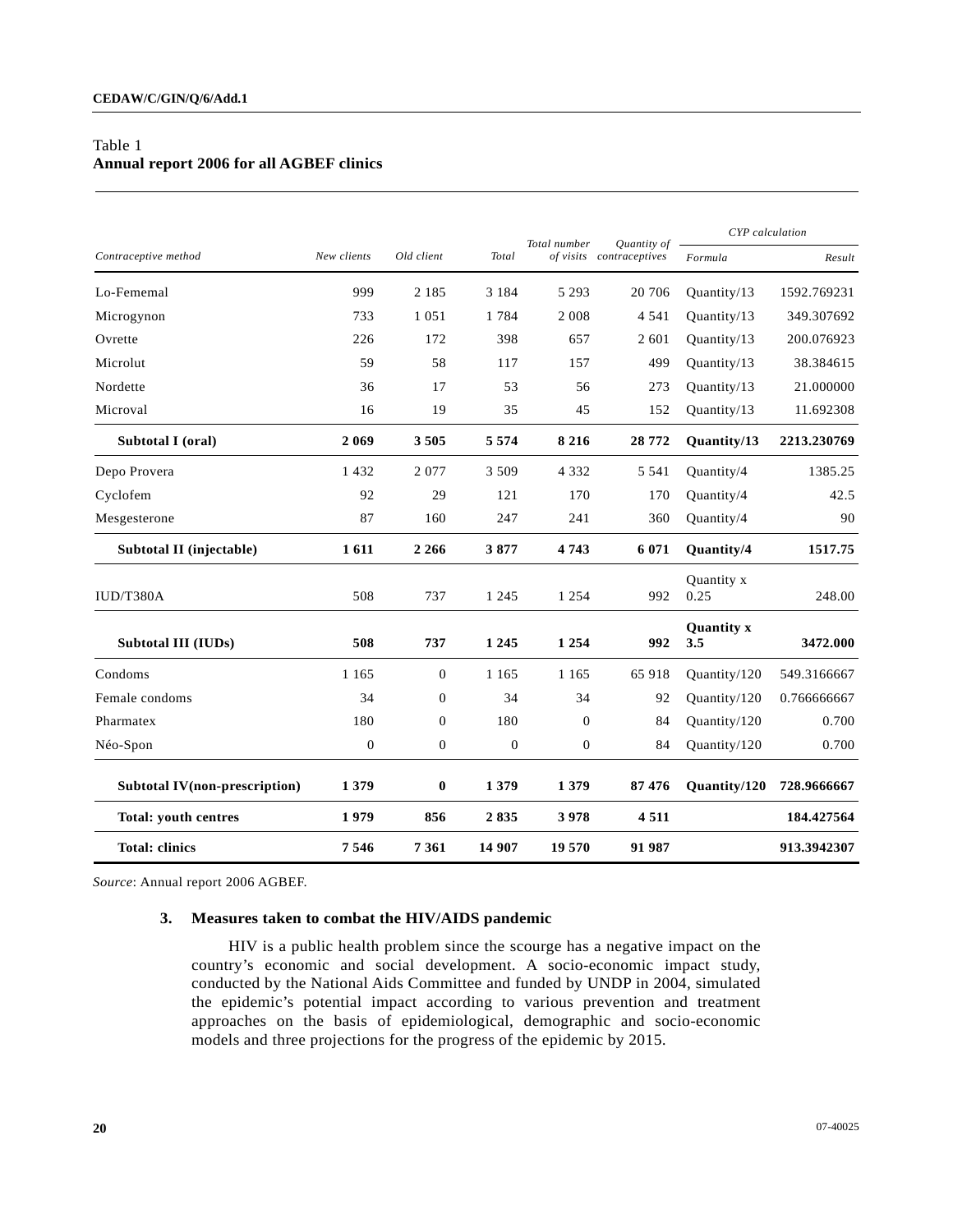Table 1
**Annual report 2006 for all AGBEF clinics**

| *Contraceptive method* | *New clients* | *Old client* | *Total* | *Total number of visits* | *Quantity of contraceptives* | *CYP calculation* | |
|---|---|---|---|---|---|---|---|
| | | | | | | *Formula* | *Result* |
| Lo-Fememal | 999 | 2 185 | 3 184 | 5 293 | 20 706 | Quantity/13 | 1592.769231 |
| Microgynon | 733 | 1 051 | 1 784 | 2 008 | 4 541 | Quantity/13 | 349.307692 |
| Ovrette | 226 | 172 | 398 | 657 | 2 601 | Quantity/13 | 200.076923 |
| Microlut | 59 | 58 | 117 | 157 | 499 | Quantity/13 | 38.384615 |
| Nordette | 36 | 17 | 53 | 56 | 273 | Quantity/13 | 21.000000 |
| Microval | 16 | 19 | 35 | 45 | 152 | Quantity/13 | 11.692308 |
| **Subtotal I (oral)** | **2 069** | **3 505** | **5 574** | **8 216** | **28 772** | **Quantity/13** | **2213.230769** |
| Depo Provera | 1 432 | 2 077 | 3 509 | 4 332 | 5 541 | Quantity/4 | 1385.25 |
| Cyclofem | 92 | 29 | 121 | 170 | 170 | Quantity/4 | 42.5 |
| Mesgesterone | 87 | 160 | 247 | 241 | 360 | Quantity/4 | 90 |
| **Subtotal II (injectable)** | **1 611** | **2 266** | **3 877** | **4 743** | **6 071** | **Quantity/4** | **1517.75** |
| IUD/T380A | 508 | 737 | 1 245 | 1 254 | 992 | Quantity x 0.25 | 248.00 |
| **Subtotal III (IUDs)** | **508** | **737** | **1 245** | **1 254** | **992** | **Quantity x 3.5** | **3472.000** |
| Condoms | 1 165 | 0 | 1 165 | 1 165 | 65 918 | Quantity/120 | 549.3166667 |
| Female condoms | 34 | 0 | 34 | 34 | 92 | Quantity/120 | 0.766666667 |
| Pharmatex | 180 | 0 | 180 | 0 | 84 | Quantity/120 | 0.700 |
| Néo-Spon | 0 | 0 | 0 | 0 | 84 | Quantity/120 | 0.700 |
| **Subtotal IV(non-prescription)** | **1 379** | **0** | **1 379** | **1 379** | **87 476** | **Quantity/120** | **728.9666667** |
| **Total: youth centres** | **1 979** | **856** | **2 835** | **3 978** | **4 511** | | **184.427564** |
| **Total: clinics** | **7 546** | **7 361** | **14 907** | **19 570** | **91 987** | | **913.3942307** |

*Source*: Annual report 2006 AGBEF.

### 3. Measures taken to combat the HIV/AIDS pandemic

HIV is a public health problem since the scourge has a negative impact on the country's economic and social development. A socio-economic impact study, conducted by the National Aids Committee and funded by UNDP in 2004, simulated the epidemic's potential impact according to various prevention and treatment approaches on the basis of epidemiological, demographic and socio-economic models and three projections for the progress of the epidemic by 2015.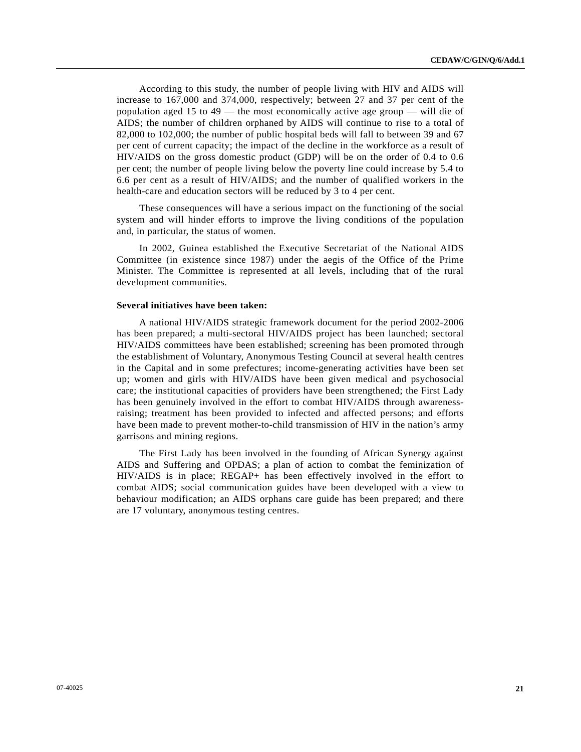According to this study, the number of people living with HIV and AIDS will increase to 167,000 and 374,000, respectively; between 27 and 37 per cent of the population aged 15 to 49 — the most economically active age group — will die of AIDS; the number of children orphaned by AIDS will continue to rise to a total of 82,000 to 102,000; the number of public hospital beds will fall to between 39 and 67 per cent of current capacity; the impact of the decline in the workforce as a result of HIV/AIDS on the gross domestic product (GDP) will be on the order of 0.4 to 0.6 per cent; the number of people living below the poverty line could increase by 5.4 to 6.6 per cent as a result of HIV/AIDS; and the number of qualified workers in the health-care and education sectors will be reduced by 3 to 4 per cent.

These consequences will have a serious impact on the functioning of the social system and will hinder efforts to improve the living conditions of the population and, in particular, the status of women.

In 2002, Guinea established the Executive Secretariat of the National AIDS Committee (in existence since 1987) under the aegis of the Office of the Prime Minister. The Committee is represented at all levels, including that of the rural development communities.

**Several initiatives have been taken:**

A national HIV/AIDS strategic framework document for the period 2002-2006 has been prepared; a multi-sectoral HIV/AIDS project has been launched; sectoral HIV/AIDS committees have been established; screening has been promoted through the establishment of Voluntary, Anonymous Testing Council at several health centres in the Capital and in some prefectures; income-generating activities have been set up; women and girls with HIV/AIDS have been given medical and psychosocial care; the institutional capacities of providers have been strengthened; the First Lady has been genuinely involved in the effort to combat HIV/AIDS through awareness-raising; treatment has been provided to infected and affected persons; and efforts have been made to prevent mother-to-child transmission of HIV in the nation's army garrisons and mining regions.

The First Lady has been involved in the founding of African Synergy against AIDS and Suffering and OPDAS; a plan of action to combat the feminization of HIV/AIDS is in place; REGAP+ has been effectively involved in the effort to combat AIDS; social communication guides have been developed with a view to behaviour modification; an AIDS orphans care guide has been prepared; and there are 17 voluntary, anonymous testing centres.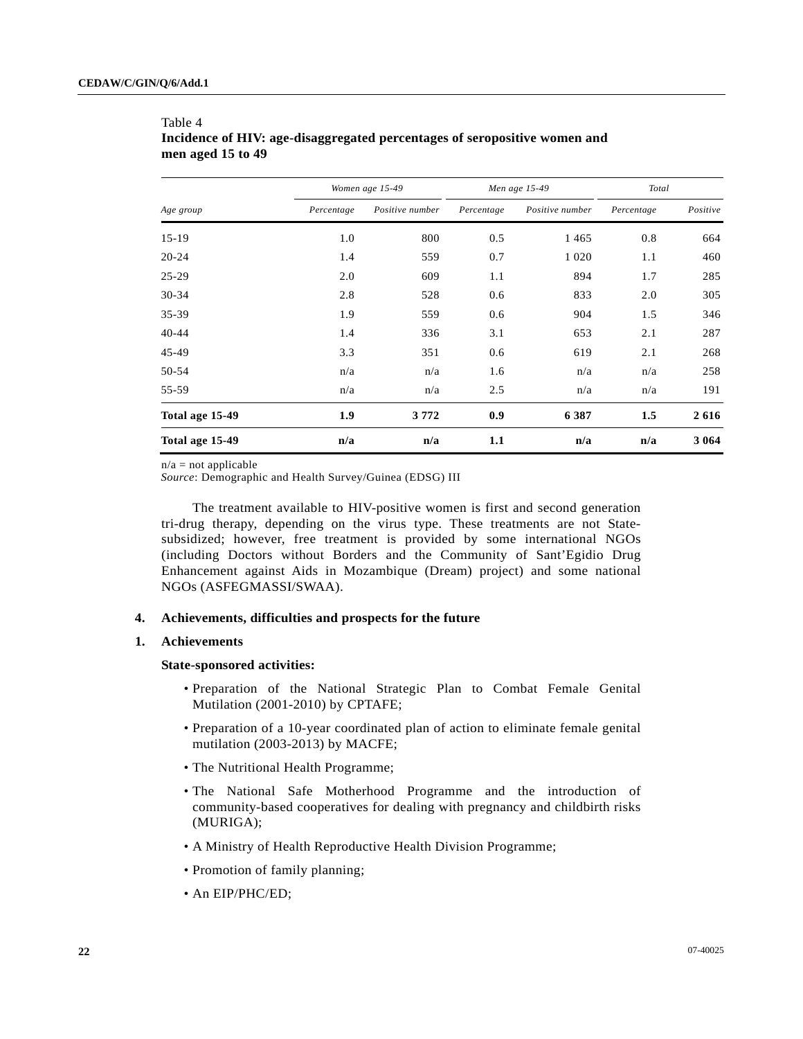Table 4
**Incidence of HIV: age-disaggregated percentages of seropositive women and men aged 15 to 49**

| | *Women age 15-49* | | *Men age 15-49* | | *Total* | |
|---|---|---|---|---|---|---|
| *Age group* | *Percentage* | *Positive number* | *Percentage* | *Positive number* | *Percentage* | *Positive* |
| 15-19 | 1.0 | 800 | 0.5 | 1 465 | 0.8 | 664 |
| 20-24 | 1.4 | 559 | 0.7 | 1 020 | 1.1 | 460 |
| 25-29 | 2.0 | 609 | 1.1 | 894 | 1.7 | 285 |
| 30-34 | 2.8 | 528 | 0.6 | 833 | 2.0 | 305 |
| 35-39 | 1.9 | 559 | 0.6 | 904 | 1.5 | 346 |
| 40-44 | 1.4 | 336 | 3.1 | 653 | 2.1 | 287 |
| 45-49 | 3.3 | 351 | 0.6 | 619 | 2.1 | 268 |
| 50-54 | n/a | n/a | 1.6 | n/a | n/a | 258 |
| 55-59 | n/a | n/a | 2.5 | n/a | n/a | 191 |
| **Total age 15-49** | **1.9** | **3 772** | **0.9** | **6 387** | **1.5** | **2 616** |
| **Total age 15-49** | **n/a** | **n/a** | **1.1** | **n/a** | **n/a** | **3 064** |

n/a = not applicable
*Source*: Demographic and Health Survey/Guinea (EDSG) III

The treatment available to HIV-positive women is first and second generation tri-drug therapy, depending on the virus type. These treatments are not State-subsidized; however, free treatment is provided by some international NGOs (including Doctors without Borders and the Community of Sant'Egidio Drug Enhancement against Aids in Mozambique (Dream) project) and some national NGOs (ASFEGMASSI/SWAA).

## 4. Achievements, difficulties and prospects for the future

### 1. Achievements

**State-sponsored activities:**

- Preparation of the National Strategic Plan to Combat Female Genital Mutilation (2001-2010) by CPTAFE;
- Preparation of a 10-year coordinated plan of action to eliminate female genital mutilation (2003-2013) by MACFE;
- The Nutritional Health Programme;
- The National Safe Motherhood Programme and the introduction of community-based cooperatives for dealing with pregnancy and childbirth risks (MURIGA);
- A Ministry of Health Reproductive Health Division Programme;
- Promotion of family planning;
- An EIP/PHC/ED;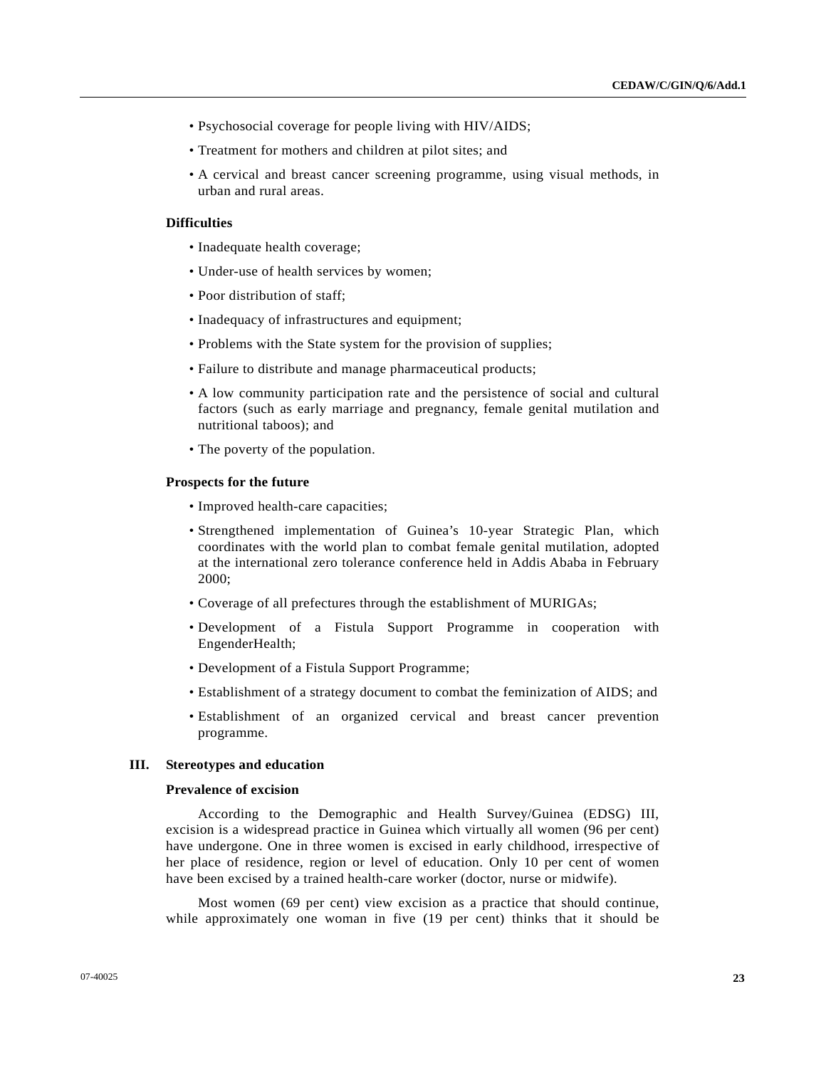- Psychosocial coverage for people living with HIV/AIDS;
- Treatment for mothers and children at pilot sites; and
- A cervical and breast cancer screening programme, using visual methods, in urban and rural areas.

**Difficulties**

- Inadequate health coverage;
- Under-use of health services by women;
- Poor distribution of staff;
- Inadequacy of infrastructures and equipment;
- Problems with the State system for the provision of supplies;
- Failure to distribute and manage pharmaceutical products;
- A low community participation rate and the persistence of social and cultural factors (such as early marriage and pregnancy, female genital mutilation and nutritional taboos); and
- The poverty of the population.

**Prospects for the future**

- Improved health-care capacities;
- Strengthened implementation of Guinea's 10-year Strategic Plan, which coordinates with the world plan to combat female genital mutilation, adopted at the international zero tolerance conference held in Addis Ababa in February 2000;
- Coverage of all prefectures through the establishment of MURIGAs;
- Development of a Fistula Support Programme in cooperation with EngenderHealth;
- Development of a Fistula Support Programme;
- Establishment of a strategy document to combat the feminization of AIDS; and
- Establishment of an organized cervical and breast cancer prevention programme.

## III. Stereotypes and education

### Prevalence of excision

According to the Demographic and Health Survey/Guinea (EDSG) III, excision is a widespread practice in Guinea which virtually all women (96 per cent) have undergone. One in three women is excised in early childhood, irrespective of her place of residence, region or level of education. Only 10 per cent of women have been excised by a trained health-care worker (doctor, nurse or midwife).

Most women (69 per cent) view excision as a practice that should continue, while approximately one woman in five (19 per cent) thinks that it should be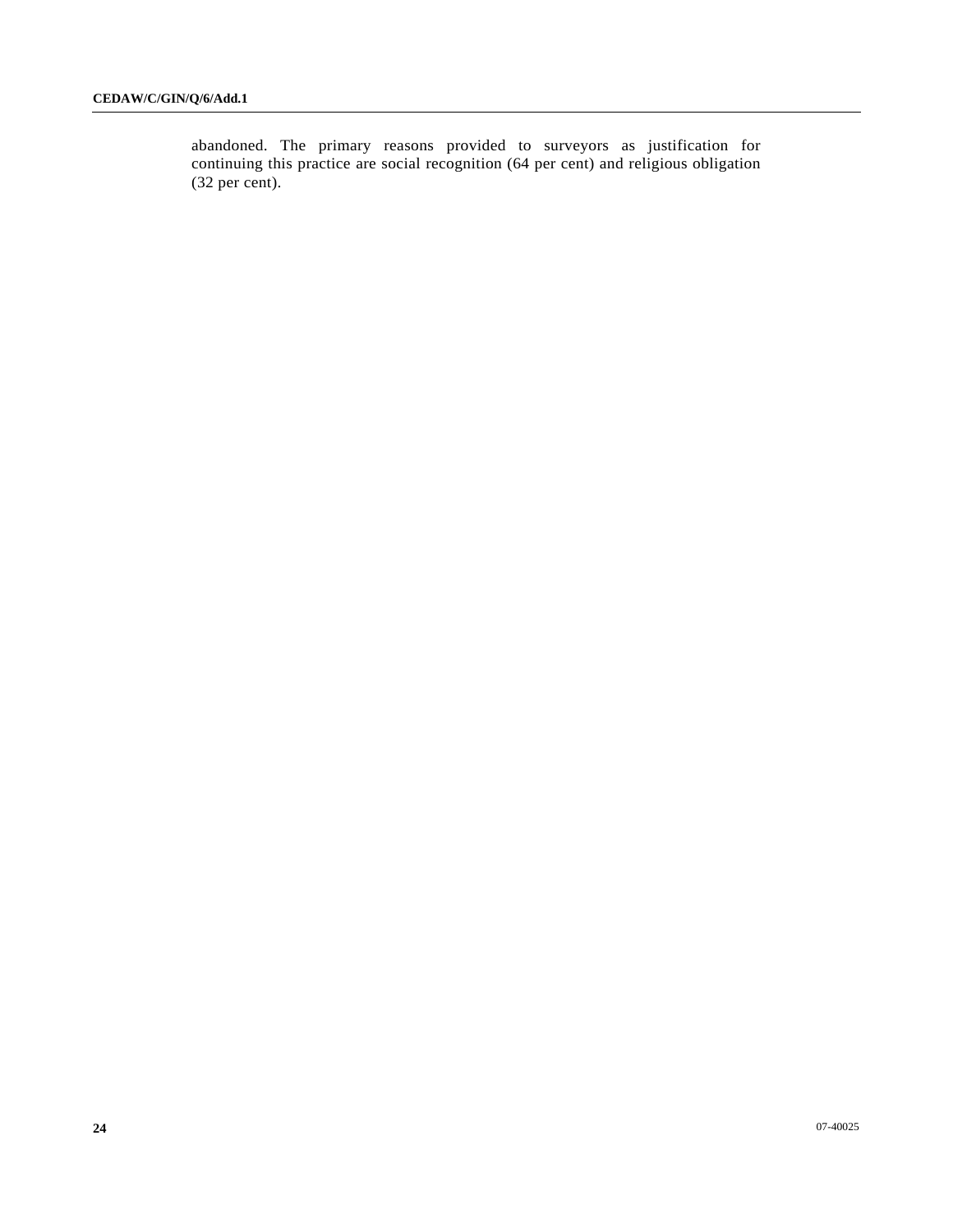abandoned. The primary reasons provided to surveyors as justification for continuing this practice are social recognition (64 per cent) and religious obligation (32 per cent).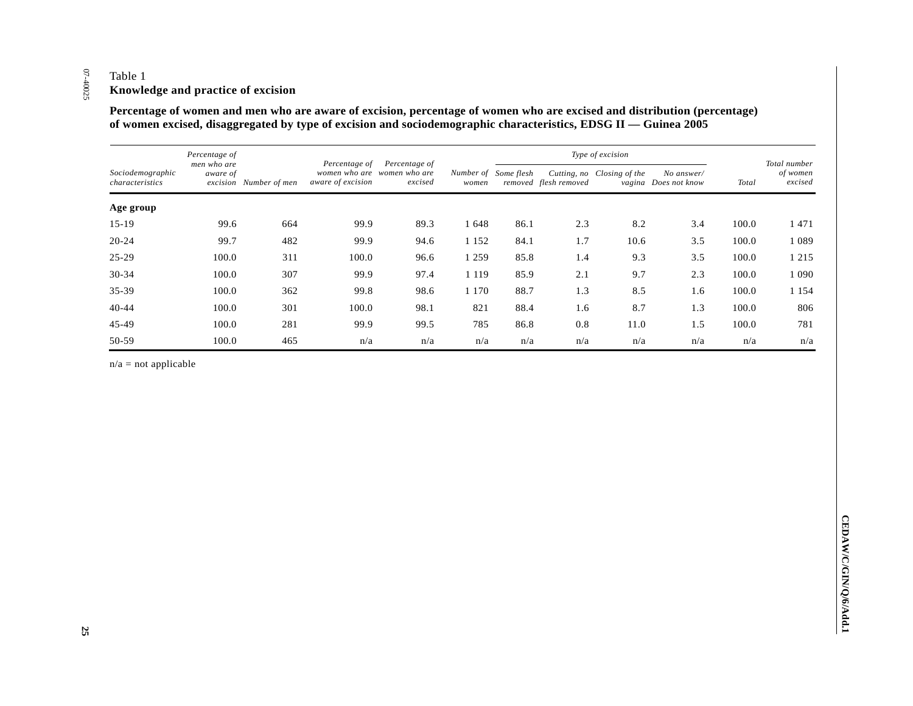Table 1

**Knowledge and practice of excision**

**Percentage of women and men who are aware of excision, percentage of women who are excised and distribution (percentage) of women excised, disaggregated by type of excision and sociodemographic characteristics, EDSG II — Guinea 2005**

| *Sociodemographic characteristics* | *Percentage of men who are aware of excision* | *Number of men* | *Percentage of women who are aware of excision* | *Percentage of women who are excised* | *Number of women* | *Type of excision* | | | | *Total* | *Total number of women excised* |
|---|---|---|---|---|---|---|---|---|---|---|---|
| | | | | | | *Some flesh removed* | *Cutting, no flesh removed* | *Closing of the vagina* | *No answer/ Does not know* | | |
| **Age group** | | | | | | | | | | | |
| 15-19 | 99.6 | 664 | 99.9 | 89.3 | 1 648 | 86.1 | 2.3 | 8.2 | 3.4 | 100.0 | 1 471 |
| 20-24 | 99.7 | 482 | 99.9 | 94.6 | 1 152 | 84.1 | 1.7 | 10.6 | 3.5 | 100.0 | 1 089 |
| 25-29 | 100.0 | 311 | 100.0 | 96.6 | 1 259 | 85.8 | 1.4 | 9.3 | 3.5 | 100.0 | 1 215 |
| 30-34 | 100.0 | 307 | 99.9 | 97.4 | 1 119 | 85.9 | 2.1 | 9.7 | 2.3 | 100.0 | 1 090 |
| 35-39 | 100.0 | 362 | 99.8 | 98.6 | 1 170 | 88.7 | 1.3 | 8.5 | 1.6 | 100.0 | 1 154 |
| 40-44 | 100.0 | 301 | 100.0 | 98.1 | 821 | 88.4 | 1.6 | 8.7 | 1.3 | 100.0 | 806 |
| 45-49 | 100.0 | 281 | 99.9 | 99.5 | 785 | 86.8 | 0.8 | 11.0 | 1.5 | 100.0 | 781 |
| 50-59 | 100.0 | 465 | n/a | n/a | n/a | n/a | n/a | n/a | n/a | n/a | n/a |

n/a = not applicable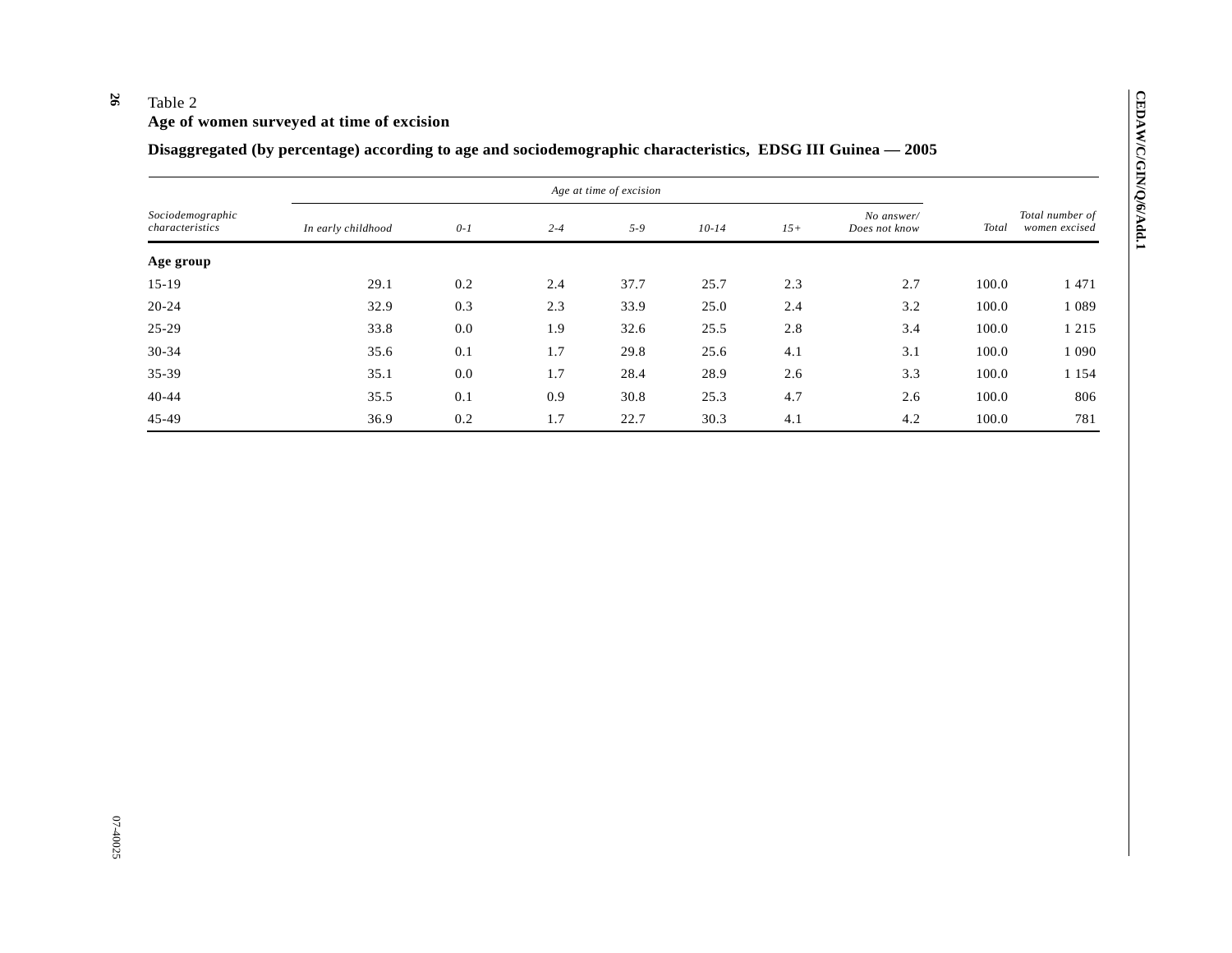Table 2

**Age of women surveyed at time of excision**

**Disaggregated (by percentage) according to age and sociodemographic characteristics, EDSG III Guinea — 2005**

| *Sociodemographic characteristics* | *Age at time of excision* | | | | | | | | |
|---|---|---|---|---|---|---|---|---|---|
| | *In early childhood* | *0-1* | *2-4* | *5-9* | *10-14* | *15+* | *No answer/ Does not know* | *Total* | *Total number of women excised* |
| **Age group** | | | | | | | | | |
| 15-19 | 29.1 | 0.2 | 2.4 | 37.7 | 25.7 | 2.3 | 2.7 | 100.0 | 1 471 |
| 20-24 | 32.9 | 0.3 | 2.3 | 33.9 | 25.0 | 2.4 | 3.2 | 100.0 | 1 089 |
| 25-29 | 33.8 | 0.0 | 1.9 | 32.6 | 25.5 | 2.8 | 3.4 | 100.0 | 1 215 |
| 30-34 | 35.6 | 0.1 | 1.7 | 29.8 | 25.6 | 4.1 | 3.1 | 100.0 | 1 090 |
| 35-39 | 35.1 | 0.0 | 1.7 | 28.4 | 28.9 | 2.6 | 3.3 | 100.0 | 1 154 |
| 40-44 | 35.5 | 0.1 | 0.9 | 30.8 | 25.3 | 4.7 | 2.6 | 100.0 | 806 |
| 45-49 | 36.9 | 0.2 | 1.7 | 22.7 | 30.3 | 4.1 | 4.2 | 100.0 | 781 |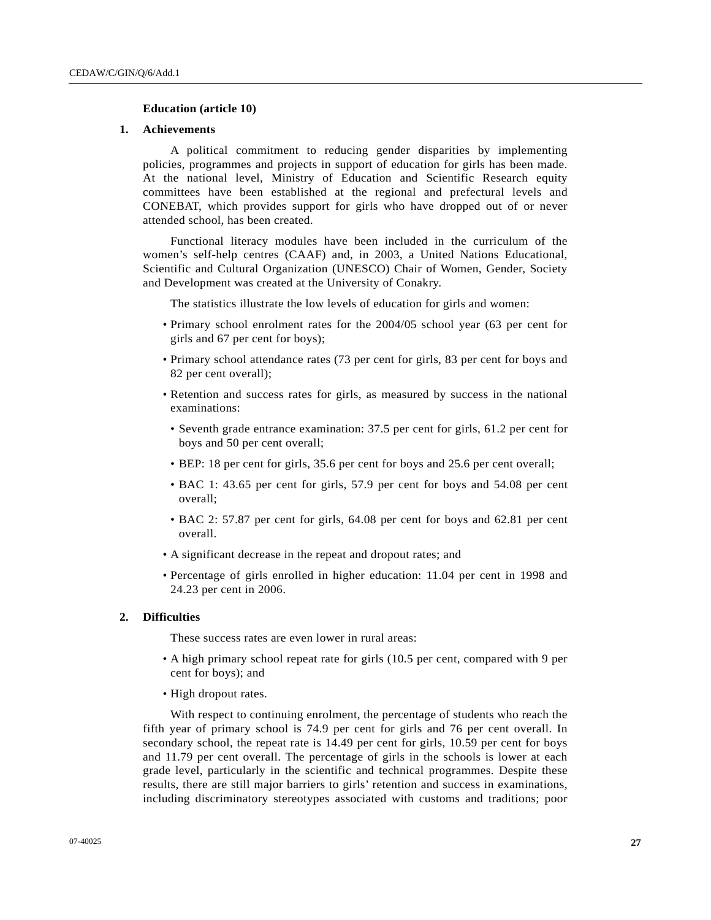### Education (article 10)

#### 1. Achievements

A political commitment to reducing gender disparities by implementing policies, programmes and projects in support of education for girls has been made. At the national level, Ministry of Education and Scientific Research equity committees have been established at the regional and prefectural levels and CONEBAT, which provides support for girls who have dropped out of or never attended school, has been created.

Functional literacy modules have been included in the curriculum of the women's self-help centres (CAAF) and, in 2003, a United Nations Educational, Scientific and Cultural Organization (UNESCO) Chair of Women, Gender, Society and Development was created at the University of Conakry.

The statistics illustrate the low levels of education for girls and women:

- Primary school enrolment rates for the 2004/05 school year (63 per cent for girls and 67 per cent for boys);
- Primary school attendance rates (73 per cent for girls, 83 per cent for boys and 82 per cent overall);
- Retention and success rates for girls, as measured by success in the national examinations:
  - Seventh grade entrance examination: 37.5 per cent for girls, 61.2 per cent for boys and 50 per cent overall;
  - BEP: 18 per cent for girls, 35.6 per cent for boys and 25.6 per cent overall;
  - BAC 1: 43.65 per cent for girls, 57.9 per cent for boys and 54.08 per cent overall;
  - BAC 2: 57.87 per cent for girls, 64.08 per cent for boys and 62.81 per cent overall.
- A significant decrease in the repeat and dropout rates; and
- Percentage of girls enrolled in higher education: 11.04 per cent in 1998 and 24.23 per cent in 2006.

#### 2. Difficulties

These success rates are even lower in rural areas:

- A high primary school repeat rate for girls (10.5 per cent, compared with 9 per cent for boys); and
- High dropout rates.

With respect to continuing enrolment, the percentage of students who reach the fifth year of primary school is 74.9 per cent for girls and 76 per cent overall. In secondary school, the repeat rate is 14.49 per cent for girls, 10.59 per cent for boys and 11.79 per cent overall. The percentage of girls in the schools is lower at each grade level, particularly in the scientific and technical programmes. Despite these results, there are still major barriers to girls' retention and success in examinations, including discriminatory stereotypes associated with customs and traditions; poor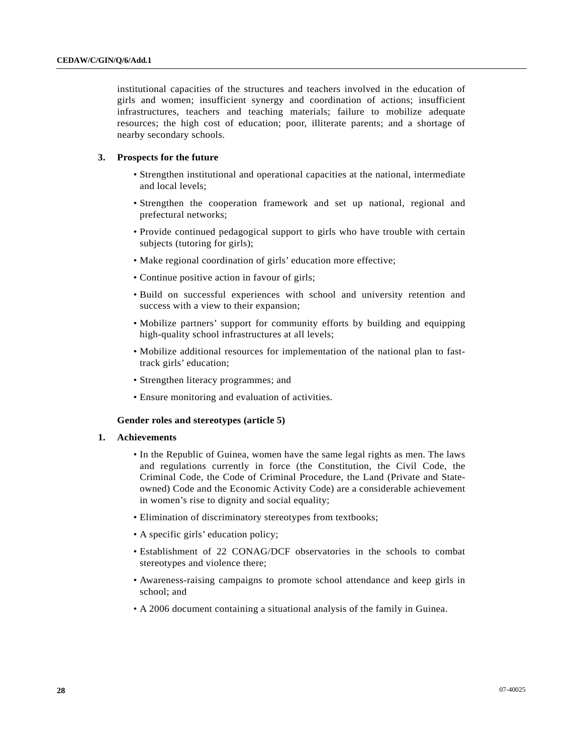institutional capacities of the structures and teachers involved in the education of girls and women; insufficient synergy and coordination of actions; insufficient infrastructures, teachers and teaching materials; failure to mobilize adequate resources; the high cost of education; poor, illiterate parents; and a shortage of nearby secondary schools.

**3. Prospects for the future**

- Strengthen institutional and operational capacities at the national, intermediate and local levels;
- Strengthen the cooperation framework and set up national, regional and prefectural networks;
- Provide continued pedagogical support to girls who have trouble with certain subjects (tutoring for girls);
- Make regional coordination of girls' education more effective;
- Continue positive action in favour of girls;
- Build on successful experiences with school and university retention and success with a view to their expansion;
- Mobilize partners' support for community efforts by building and equipping high-quality school infrastructures at all levels;
- Mobilize additional resources for implementation of the national plan to fast-track girls' education;
- Strengthen literacy programmes; and
- Ensure monitoring and evaluation of activities.

**Gender roles and stereotypes (article 5)**

**1. Achievements**

- In the Republic of Guinea, women have the same legal rights as men. The laws and regulations currently in force (the Constitution, the Civil Code, the Criminal Code, the Code of Criminal Procedure, the Land (Private and State-owned) Code and the Economic Activity Code) are a considerable achievement in women's rise to dignity and social equality;
- Elimination of discriminatory stereotypes from textbooks;
- A specific girls' education policy;
- Establishment of 22 CONAG/DCF observatories in the schools to combat stereotypes and violence there;
- Awareness-raising campaigns to promote school attendance and keep girls in school; and
- A 2006 document containing a situational analysis of the family in Guinea.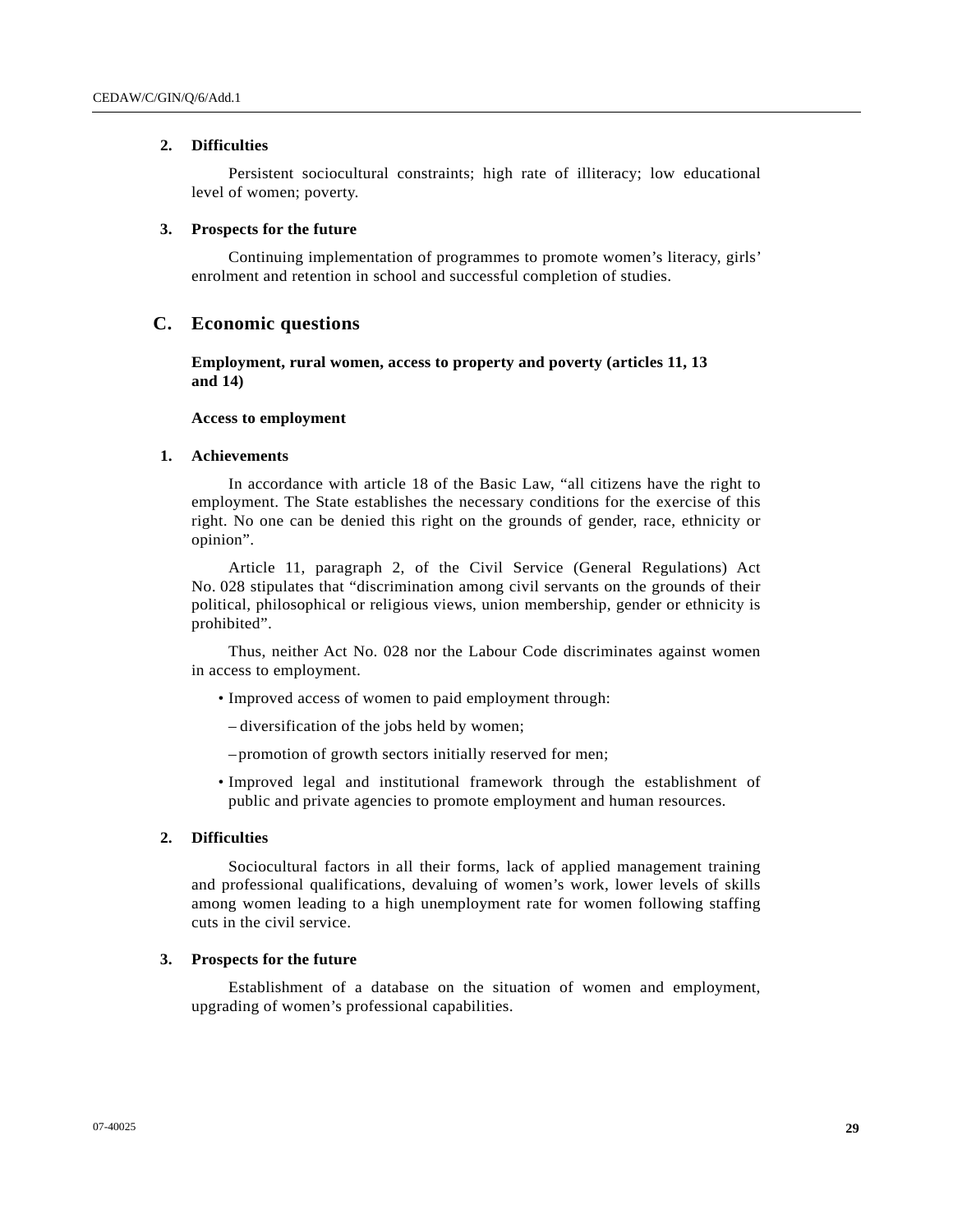### 2. Difficulties

Persistent sociocultural constraints; high rate of illiteracy; low educational level of women; poverty.

### 3. Prospects for the future

Continuing implementation of programmes to promote women's literacy, girls' enrolment and retention in school and successful completion of studies.

## C. Economic questions

**Employment, rural women, access to property and poverty (articles 11, 13 and 14)**

**Access to employment**

### 1. Achievements

In accordance with article 18 of the Basic Law, "all citizens have the right to employment. The State establishes the necessary conditions for the exercise of this right. No one can be denied this right on the grounds of gender, race, ethnicity or opinion".

Article 11, paragraph 2, of the Civil Service (General Regulations) Act No. 028 stipulates that "discrimination among civil servants on the grounds of their political, philosophical or religious views, union membership, gender or ethnicity is prohibited".

Thus, neither Act No. 028 nor the Labour Code discriminates against women in access to employment.

- Improved access of women to paid employment through:
  - diversification of the jobs held by women;
  - promotion of growth sectors initially reserved for men;
- Improved legal and institutional framework through the establishment of public and private agencies to promote employment and human resources.

### 2. Difficulties

Sociocultural factors in all their forms, lack of applied management training and professional qualifications, devaluing of women's work, lower levels of skills among women leading to a high unemployment rate for women following staffing cuts in the civil service.

### 3. Prospects for the future

Establishment of a database on the situation of women and employment, upgrading of women's professional capabilities.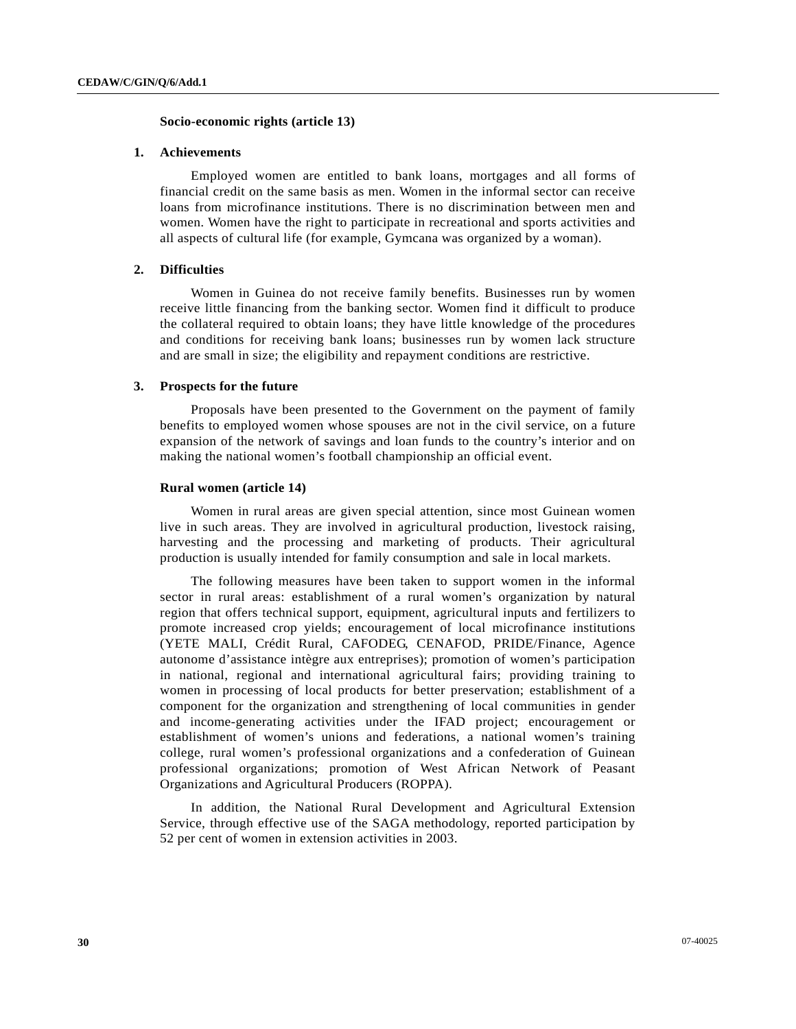### Socio-economic rights (article 13)

#### 1. Achievements

Employed women are entitled to bank loans, mortgages and all forms of financial credit on the same basis as men. Women in the informal sector can receive loans from microfinance institutions. There is no discrimination between men and women. Women have the right to participate in recreational and sports activities and all aspects of cultural life (for example, Gymcana was organized by a woman).

#### 2. Difficulties

Women in Guinea do not receive family benefits. Businesses run by women receive little financing from the banking sector. Women find it difficult to produce the collateral required to obtain loans; they have little knowledge of the procedures and conditions for receiving bank loans; businesses run by women lack structure and are small in size; the eligibility and repayment conditions are restrictive.

#### 3. Prospects for the future

Proposals have been presented to the Government on the payment of family benefits to employed women whose spouses are not in the civil service, on a future expansion of the network of savings and loan funds to the country's interior and on making the national women's football championship an official event.

### Rural women (article 14)

Women in rural areas are given special attention, since most Guinean women live in such areas. They are involved in agricultural production, livestock raising, harvesting and the processing and marketing of products. Their agricultural production is usually intended for family consumption and sale in local markets.

The following measures have been taken to support women in the informal sector in rural areas: establishment of a rural women's organization by natural region that offers technical support, equipment, agricultural inputs and fertilizers to promote increased crop yields; encouragement of local microfinance institutions (YETE MALI, Crédit Rural, CAFODEG, CENAFOD, PRIDE/Finance, Agence autonome d'assistance intègre aux entreprises); promotion of women's participation in national, regional and international agricultural fairs; providing training to women in processing of local products for better preservation; establishment of a component for the organization and strengthening of local communities in gender and income-generating activities under the IFAD project; encouragement or establishment of women's unions and federations, a national women's training college, rural women's professional organizations and a confederation of Guinean professional organizations; promotion of West African Network of Peasant Organizations and Agricultural Producers (ROPPA).

In addition, the National Rural Development and Agricultural Extension Service, through effective use of the SAGA methodology, reported participation by 52 per cent of women in extension activities in 2003.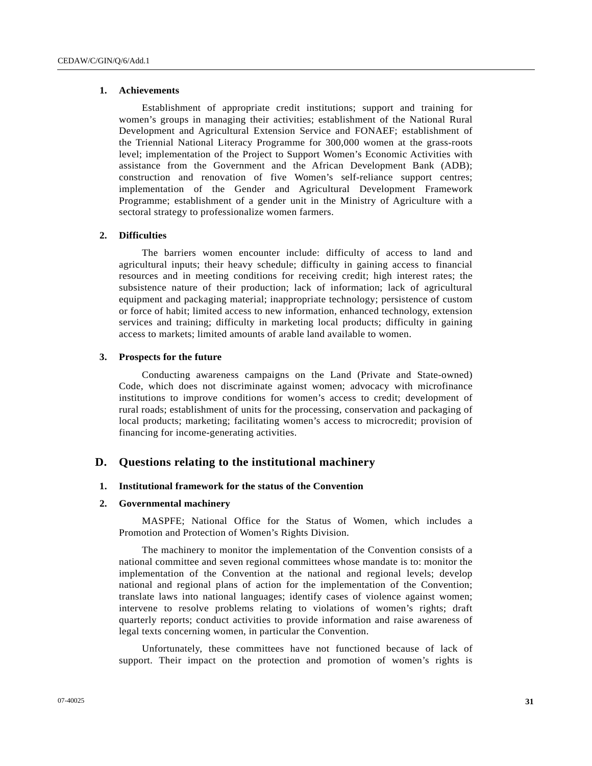### 1. Achievements

Establishment of appropriate credit institutions; support and training for women's groups in managing their activities; establishment of the National Rural Development and Agricultural Extension Service and FONAEF; establishment of the Triennial National Literacy Programme for 300,000 women at the grass-roots level; implementation of the Project to Support Women's Economic Activities with assistance from the Government and the African Development Bank (ADB); construction and renovation of five Women's self-reliance support centres; implementation of the Gender and Agricultural Development Framework Programme; establishment of a gender unit in the Ministry of Agriculture with a sectoral strategy to professionalize women farmers.

### 2. Difficulties

The barriers women encounter include: difficulty of access to land and agricultural inputs; their heavy schedule; difficulty in gaining access to financial resources and in meeting conditions for receiving credit; high interest rates; the subsistence nature of their production; lack of information; lack of agricultural equipment and packaging material; inappropriate technology; persistence of custom or force of habit; limited access to new information, enhanced technology, extension services and training; difficulty in marketing local products; difficulty in gaining access to markets; limited amounts of arable land available to women.

### 3. Prospects for the future

Conducting awareness campaigns on the Land (Private and State-owned) Code, which does not discriminate against women; advocacy with microfinance institutions to improve conditions for women's access to credit; development of rural roads; establishment of units for the processing, conservation and packaging of local products; marketing; facilitating women's access to microcredit; provision of financing for income-generating activities.

## D. Questions relating to the institutional machinery

### 1. Institutional framework for the status of the Convention

### 2. Governmental machinery

MASPFE; National Office for the Status of Women, which includes a Promotion and Protection of Women's Rights Division.

The machinery to monitor the implementation of the Convention consists of a national committee and seven regional committees whose mandate is to: monitor the implementation of the Convention at the national and regional levels; develop national and regional plans of action for the implementation of the Convention; translate laws into national languages; identify cases of violence against women; intervene to resolve problems relating to violations of women's rights; draft quarterly reports; conduct activities to provide information and raise awareness of legal texts concerning women, in particular the Convention.

Unfortunately, these committees have not functioned because of lack of support. Their impact on the protection and promotion of women's rights is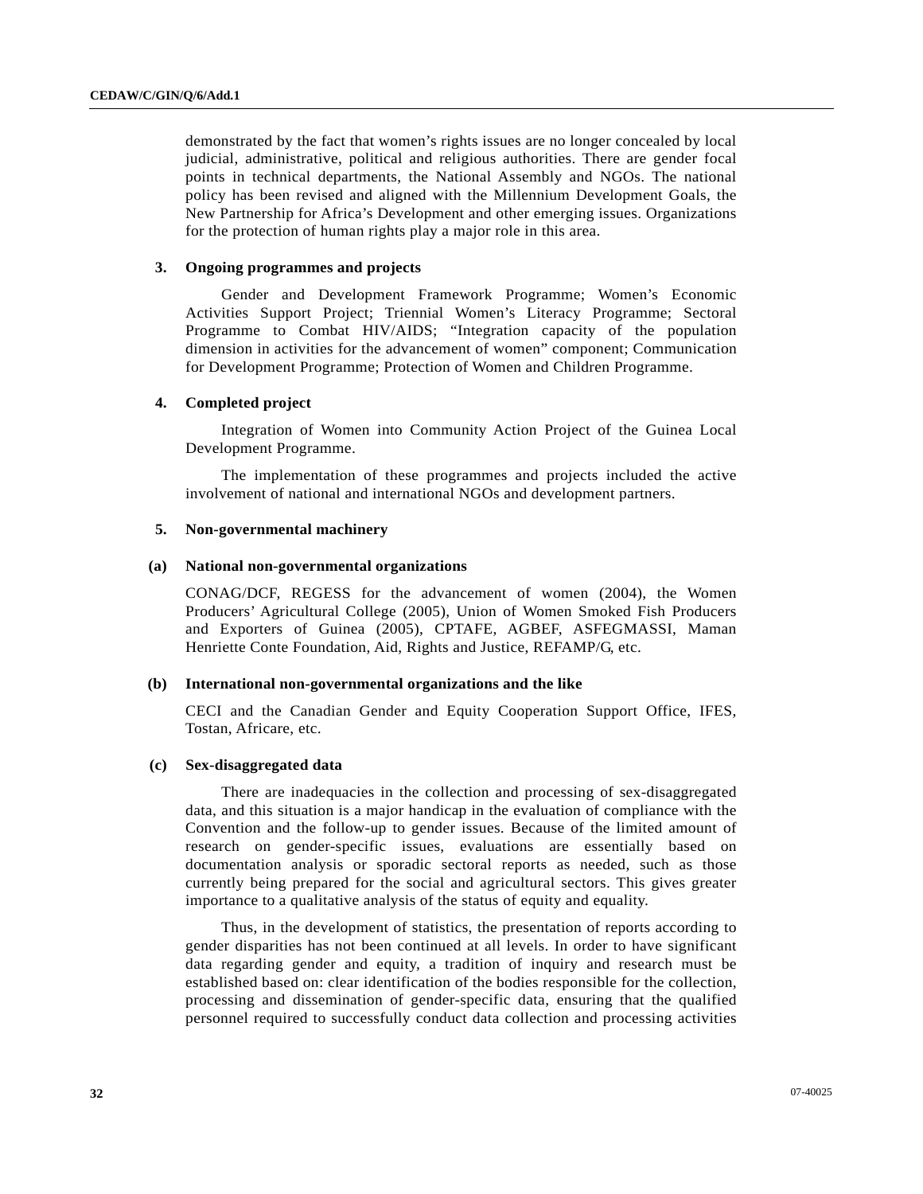demonstrated by the fact that women's rights issues are no longer concealed by local judicial, administrative, political and religious authorities. There are gender focal points in technical departments, the National Assembly and NGOs. The national policy has been revised and aligned with the Millennium Development Goals, the New Partnership for Africa's Development and other emerging issues. Organizations for the protection of human rights play a major role in this area.

### 3. Ongoing programmes and projects

Gender and Development Framework Programme; Women's Economic Activities Support Project; Triennial Women's Literacy Programme; Sectoral Programme to Combat HIV/AIDS; "Integration capacity of the population dimension in activities for the advancement of women" component; Communication for Development Programme; Protection of Women and Children Programme.

### 4. Completed project

Integration of Women into Community Action Project of the Guinea Local Development Programme.

The implementation of these programmes and projects included the active involvement of national and international NGOs and development partners.

### 5. Non-governmental machinery

#### (a) National non-governmental organizations

CONAG/DCF, REGESS for the advancement of women (2004), the Women Producers' Agricultural College (2005), Union of Women Smoked Fish Producers and Exporters of Guinea (2005), CPTAFE, AGBEF, ASFEGMASSI, Maman Henriette Conte Foundation, Aid, Rights and Justice, REFAMP/G, etc.

#### (b) International non-governmental organizations and the like

CECI and the Canadian Gender and Equity Cooperation Support Office, IFES, Tostan, Africare, etc.

#### (c) Sex-disaggregated data

There are inadequacies in the collection and processing of sex-disaggregated data, and this situation is a major handicap in the evaluation of compliance with the Convention and the follow-up to gender issues. Because of the limited amount of research on gender-specific issues, evaluations are essentially based on documentation analysis or sporadic sectoral reports as needed, such as those currently being prepared for the social and agricultural sectors. This gives greater importance to a qualitative analysis of the status of equity and equality.

Thus, in the development of statistics, the presentation of reports according to gender disparities has not been continued at all levels. In order to have significant data regarding gender and equity, a tradition of inquiry and research must be established based on: clear identification of the bodies responsible for the collection, processing and dissemination of gender-specific data, ensuring that the qualified personnel required to successfully conduct data collection and processing activities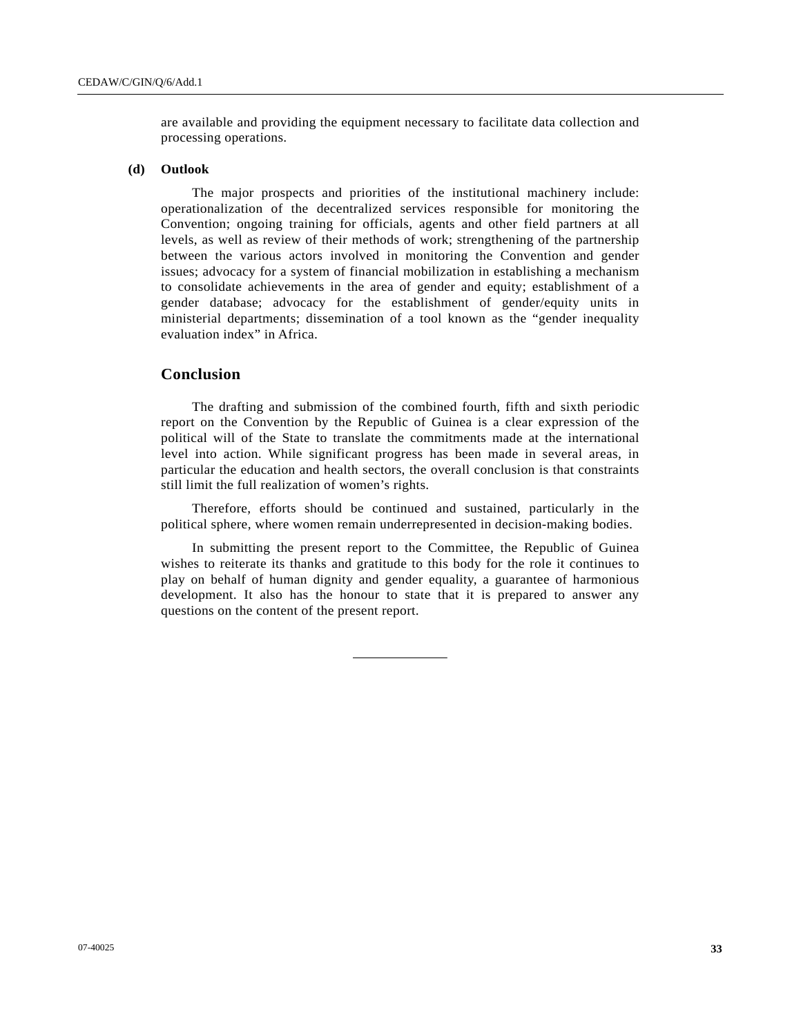are available and providing the equipment necessary to facilitate data collection and processing operations.

**(d) Outlook**

The major prospects and priorities of the institutional machinery include: operationalization of the decentralized services responsible for monitoring the Convention; ongoing training for officials, agents and other field partners at all levels, as well as review of their methods of work; strengthening of the partnership between the various actors involved in monitoring the Convention and gender issues; advocacy for a system of financial mobilization in establishing a mechanism to consolidate achievements in the area of gender and equity; establishment of a gender database; advocacy for the establishment of gender/equity units in ministerial departments; dissemination of a tool known as the "gender inequality evaluation index" in Africa.

## Conclusion

The drafting and submission of the combined fourth, fifth and sixth periodic report on the Convention by the Republic of Guinea is a clear expression of the political will of the State to translate the commitments made at the international level into action. While significant progress has been made in several areas, in particular the education and health sectors, the overall conclusion is that constraints still limit the full realization of women's rights.

Therefore, efforts should be continued and sustained, particularly in the political sphere, where women remain underrepresented in decision-making bodies.

In submitting the present report to the Committee, the Republic of Guinea wishes to reiterate its thanks and gratitude to this body for the role it continues to play on behalf of human dignity and gender equality, a guarantee of harmonious development. It also has the honour to state that it is prepared to answer any questions on the content of the present report.